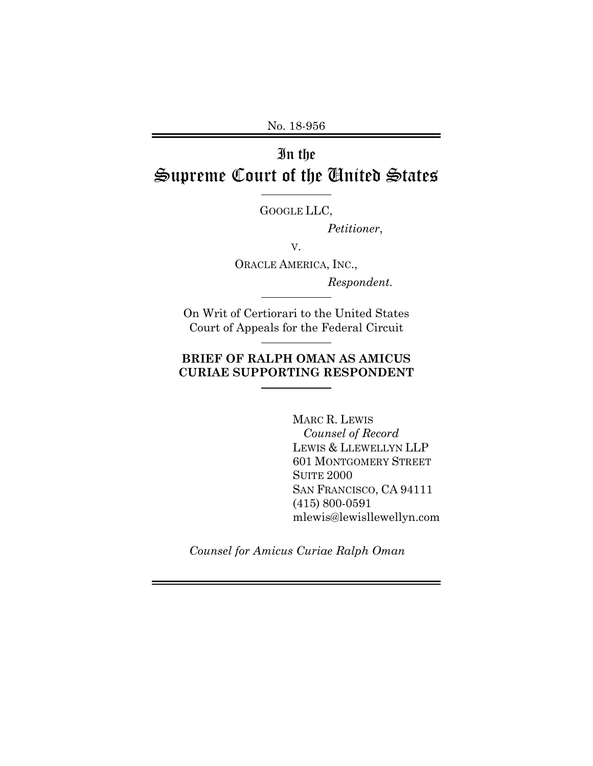No. 18-956

# In the Supreme Court of the United States

---

GOOGLE LLC,

*Petitioner*,

v.

ORACLE AMERICA, INC.,

*Respondent*.

---

On Writ of Certiorari to the United States Court of Appeals for the Federal Circuit

---

**BRIEF OF RALPH OMAN AS AMICUS CURIAE SUPPORTING RESPONDENT**

---

MARC R. LEWIS
*Counsel of Record*
LEWIS & LLEWELLYN LLP
601 MONTGOMERY STREET
SUITE 2000
SAN FRANCISCO, CA 94111
(415) 800-0591
mlewis@lewisllewellyn.com

*Counsel for Amicus Curiae Ralph Oman*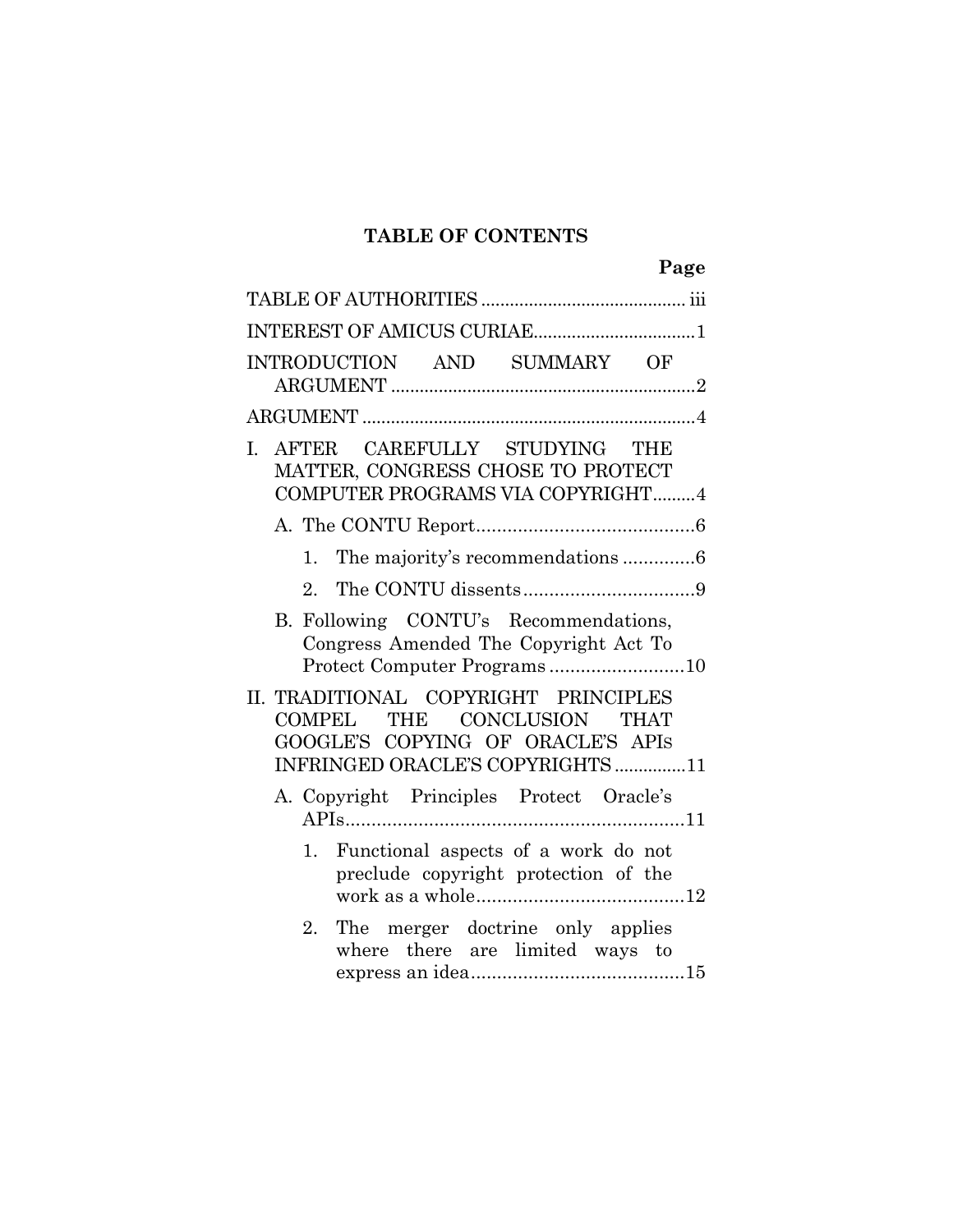## TABLE OF CONTENTS

**Page**

TABLE OF AUTHORITIES ........................................... iii

INTEREST OF AMICUS CURIAE.................................1

INTRODUCTION AND SUMMARY OF ARGUMENT ...............................................................2

ARGUMENT ....................................................................4

I. AFTER CAREFULLY STUDYING THE MATTER, CONGRESS CHOSE TO PROTECT COMPUTER PROGRAMS VIA COPYRIGHT.........4

  A. The CONTU Report..........................................6

    1. The majority's recommendations .............6

    2. The CONTU dissents.................................9

  B. Following CONTU's Recommendations, Congress Amended The Copyright Act To Protect Computer Programs ..........................10

II. TRADITIONAL COPYRIGHT PRINCIPLES COMPEL THE CONCLUSION THAT GOOGLE'S COPYING OF ORACLE'S APIS INFRINGED ORACLE'S COPYRIGHTS ...............11

  A. Copyright Principles Protect Oracle's APIs.................................................................11

    1. Functional aspects of a work do not preclude copyright protection of the work as a whole........................................12

    2. The merger doctrine only applies where there are limited ways to express an idea.........................................15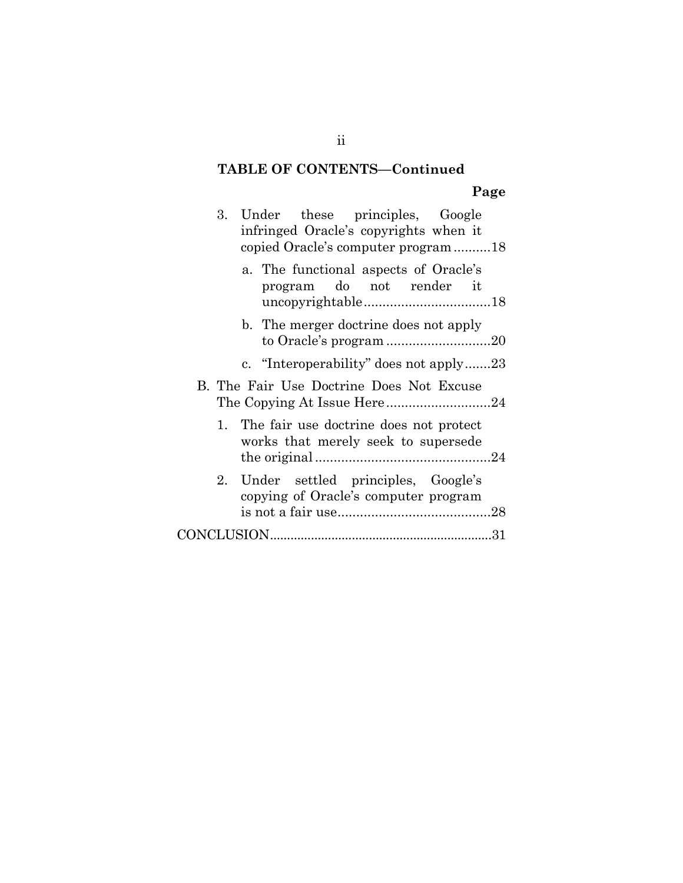**TABLE OF CONTENTS—Continued**

**Page**

3. Under these principles, Google infringed Oracle's copyrights when it copied Oracle's computer program .......... 18
   - a. The functional aspects of Oracle's program do not render it uncopyrightable .................................. 18
   - b. The merger doctrine does not apply to Oracle's program ............................ 20
   - c. "Interoperability" does not apply ....... 23

B. The Fair Use Doctrine Does Not Excuse The Copying At Issue Here ............................ 24

1. The fair use doctrine does not protect works that merely seek to supersede the original ............................................... 24
2. Under settled principles, Google's copying of Oracle's computer program is not a fair use......................................... 28

CONCLUSION................................................................ 31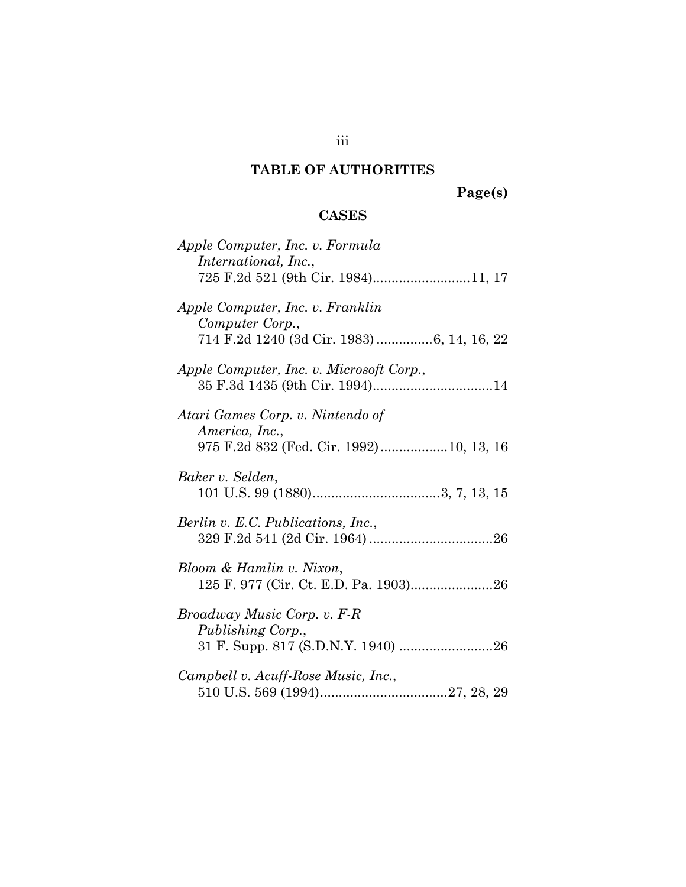# TABLE OF AUTHORITIES

**Page(s)**

## CASES

*Apple Computer, Inc. v. Formula International, Inc.*,
725 F.2d 521 (9th Cir. 1984)..........................11, 17

*Apple Computer, Inc. v. Franklin Computer Corp.*,
714 F.2d 1240 (3d Cir. 1983)...............6, 14, 16, 22

*Apple Computer, Inc. v. Microsoft Corp.*,
35 F.3d 1435 (9th Cir. 1994)................................14

*Atari Games Corp. v. Nintendo of America, Inc.*,
975 F.2d 832 (Fed. Cir. 1992)..................10, 13, 16

*Baker v. Selden*,
101 U.S. 99 (1880)..................................3, 7, 13, 15

*Berlin v. E.C. Publications, Inc.*,
329 F.2d 541 (2d Cir. 1964).................................26

*Bloom & Hamlin v. Nixon*,
125 F. 977 (Cir. Ct. E.D. Pa. 1903)......................26

*Broadway Music Corp. v. F-R Publishing Corp.*,
31 F. Supp. 817 (S.D.N.Y. 1940).........................26

*Campbell v. Acuff-Rose Music, Inc.*,
510 U.S. 569 (1994)..................................27, 28, 29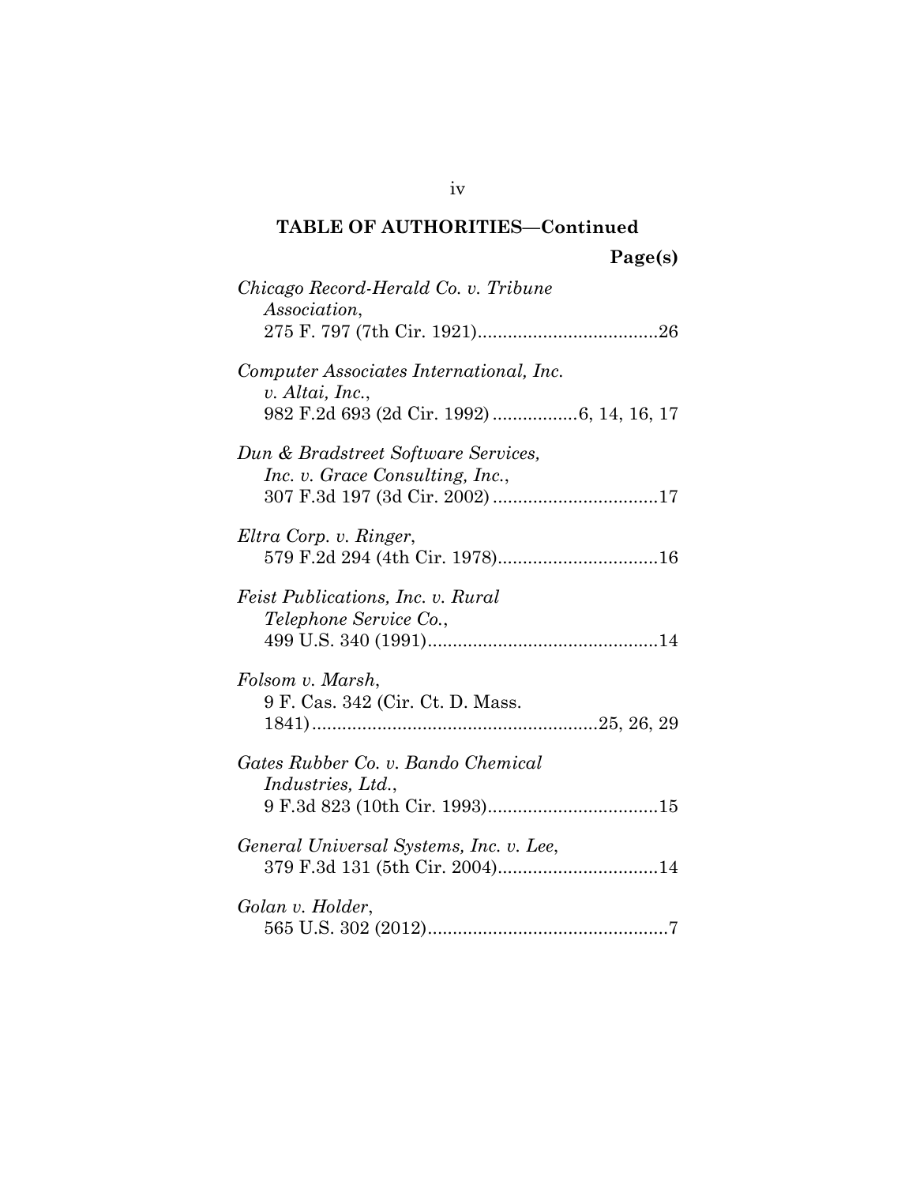**TABLE OF AUTHORITIES—Continued**

**Page(s)**

*Chicago Record-Herald Co. v. Tribune Association*, 275 F. 797 (7th Cir. 1921)....................................26

*Computer Associates International, Inc. v. Altai, Inc.*, 982 F.2d 693 (2d Cir. 1992) .................6, 14, 16, 17

*Dun & Bradstreet Software Services, Inc. v. Grace Consulting, Inc.*, 307 F.3d 197 (3d Cir. 2002) .................................17

*Eltra Corp. v. Ringer*, 579 F.2d 294 (4th Cir. 1978)................................16

*Feist Publications, Inc. v. Rural Telephone Service Co.*, 499 U.S. 340 (1991)..............................................14

*Folsom v. Marsh*, 9 F. Cas. 342 (Cir. Ct. D. Mass. 1841).........................................................25, 26, 29

*Gates Rubber Co. v. Bando Chemical Industries, Ltd.*, 9 F.3d 823 (10th Cir. 1993)..................................15

*General Universal Systems, Inc. v. Lee*, 379 F.3d 131 (5th Cir. 2004)................................14

*Golan v. Holder*, 565 U.S. 302 (2012)................................................7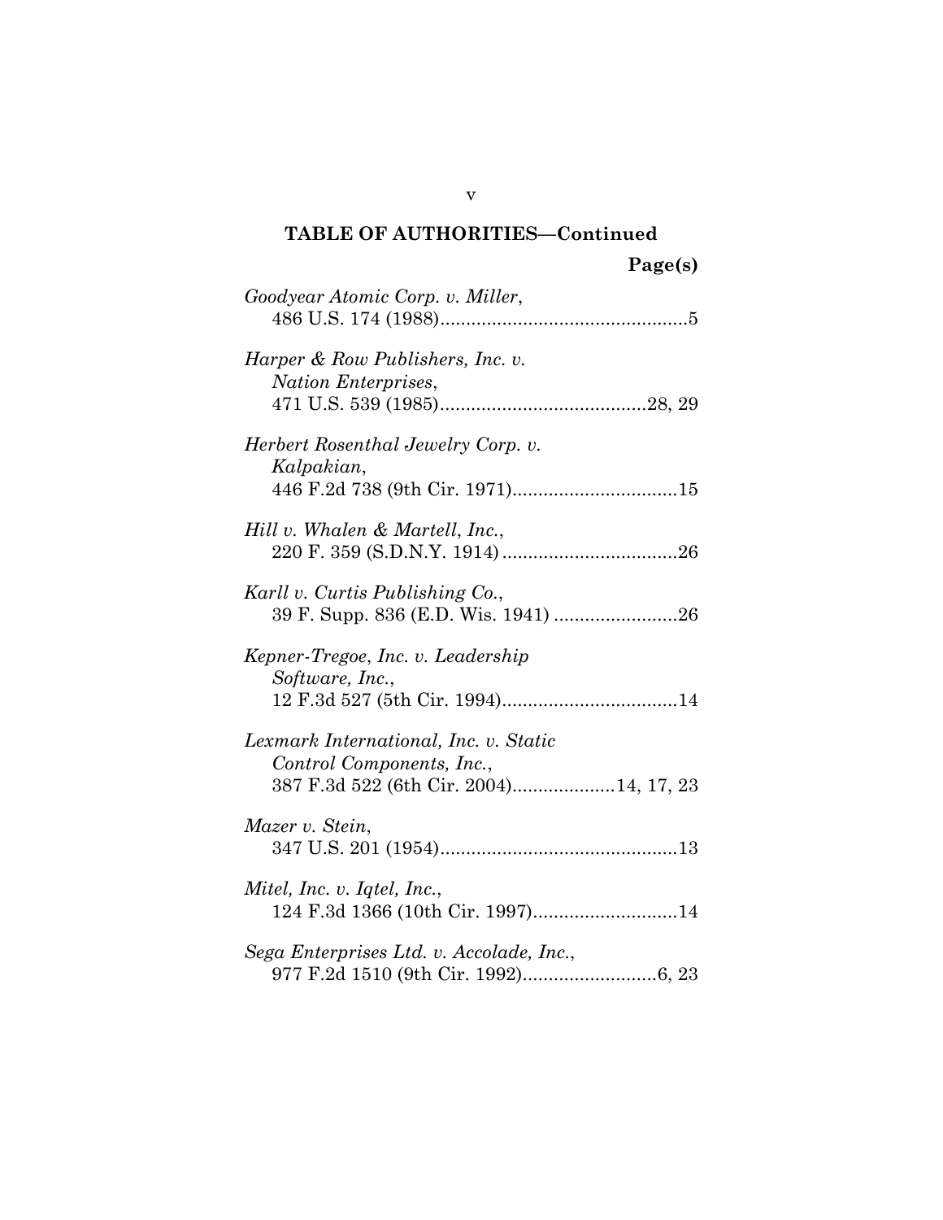**TABLE OF AUTHORITIES—Continued**

**Page(s)**

*Goodyear Atomic Corp. v. Miller*,
486 U.S. 174 (1988)................................................5

*Harper & Row Publishers, Inc. v. Nation Enterprises*,
471 U.S. 539 (1985)........................................28, 29

*Herbert Rosenthal Jewelry Corp. v. Kalpakian*,
446 F.2d 738 (9th Cir. 1971)................................15

*Hill v. Whalen & Martell, Inc.*,
220 F. 359 (S.D.N.Y. 1914)..................................26

*Karll v. Curtis Publishing Co.*,
39 F. Supp. 836 (E.D. Wis. 1941) ........................26

*Kepner-Tregoe, Inc. v. Leadership Software, Inc.*,
12 F.3d 527 (5th Cir. 1994)..................................14

*Lexmark International, Inc. v. Static Control Components, Inc.*,
387 F.3d 522 (6th Cir. 2004)....................14, 17, 23

*Mazer v. Stein*,
347 U.S. 201 (1954)..............................................13

*Mitel, Inc. v. Iqtel, Inc.*,
124 F.3d 1366 (10th Cir. 1997)............................14

*Sega Enterprises Ltd. v. Accolade, Inc.*,
977 F.2d 1510 (9th Cir. 1992)..........................6, 23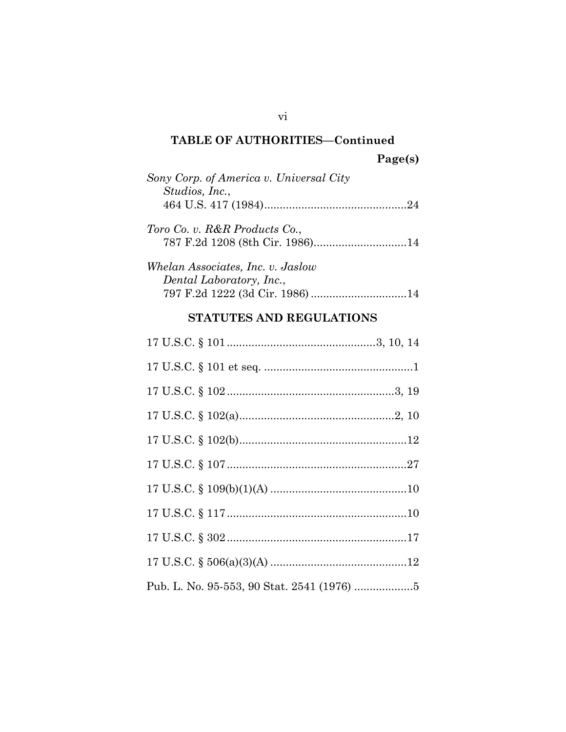**TABLE OF AUTHORITIES—Continued**

**Page(s)**

*Sony Corp. of America v. Universal City Studios, Inc.*,
464 U.S. 417 (1984)..............................................24

*Toro Co. v. R&R Products Co.*,
787 F.2d 1208 (8th Cir. 1986)..............................14

*Whelan Associates, Inc. v. Jaslow Dental Laboratory, Inc.*,
797 F.2d 1222 (3d Cir. 1986) ...............................14

## STATUTES AND REGULATIONS

17 U.S.C. § 101 ................................................3, 10, 14

17 U.S.C. § 101 et seq. .................................................1

17 U.S.C. § 102 ......................................................3, 19

17 U.S.C. § 102(a)...................................................2, 10

17 U.S.C. § 102(b).......................................................12

17 U.S.C. § 107 ...........................................................27

17 U.S.C. § 109(b)(1)(A) ............................................10

17 U.S.C. § 117 ...........................................................10

17 U.S.C. § 302 ...........................................................17

17 U.S.C. § 506(a)(3)(A) ............................................12

Pub. L. No. 95-553, 90 Stat. 2541 (1976) ...................5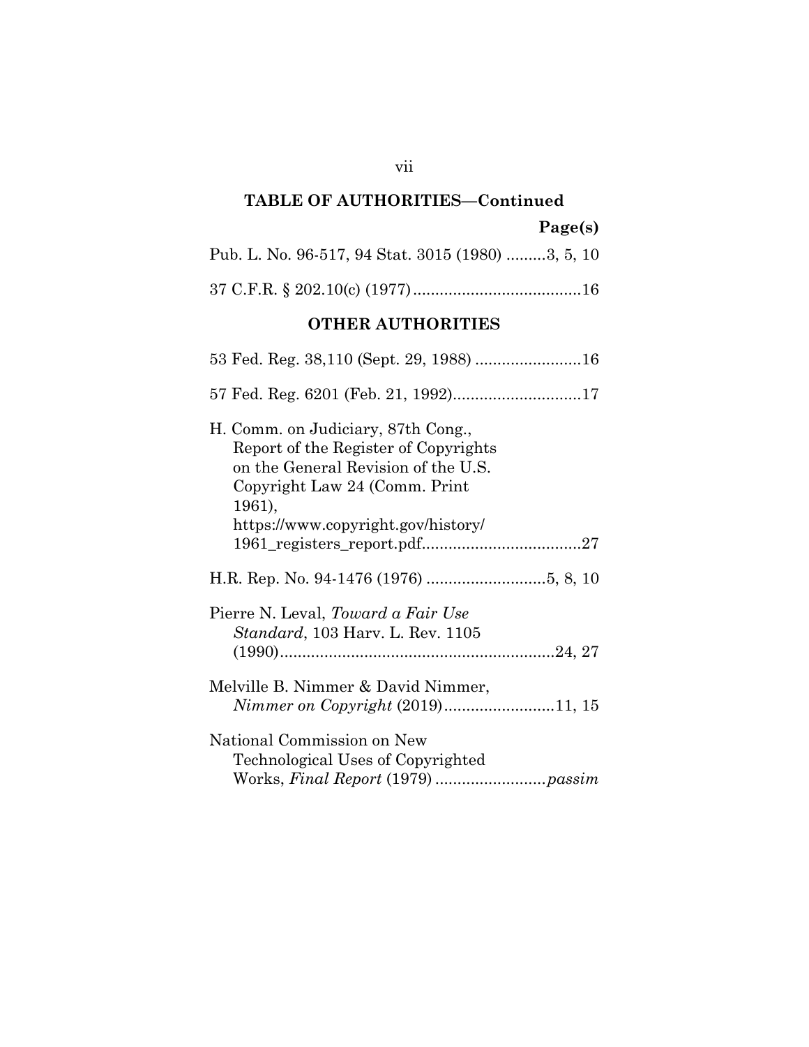## TABLE OF AUTHORITIES—Continued

**Page(s)**

Pub. L. No. 96-517, 94 Stat. 3015 (1980) .........3, 5, 10

37 C.F.R. § 202.10(c) (1977)......................................16

## OTHER AUTHORITIES

53 Fed. Reg. 38,110 (Sept. 29, 1988) ........................16

57 Fed. Reg. 6201 (Feb. 21, 1992).............................17

H. Comm. on Judiciary, 87th Cong., Report of the Register of Copyrights on the General Revision of the U.S. Copyright Law 24 (Comm. Print 1961), https://www.copyright.gov/history/1961_registers_report.pdf....................................27

H.R. Rep. No. 94-1476 (1976) ...........................5, 8, 10

Pierre N. Leval, *Toward a Fair Use Standard*, 103 Harv. L. Rev. 1105 (1990)..............................................................24, 27

Melville B. Nimmer & David Nimmer, *Nimmer on Copyright* (2019).........................11, 15

National Commission on New Technological Uses of Copyrighted Works, *Final Report* (1979) .........................*passim*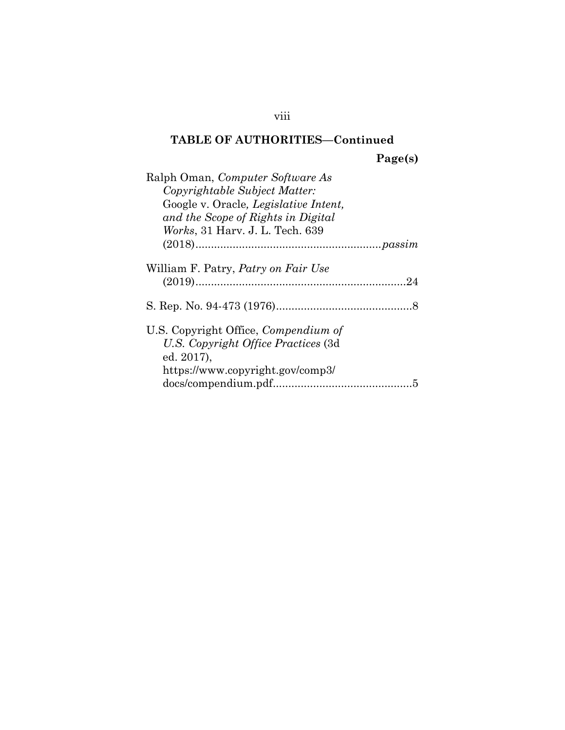**TABLE OF AUTHORITIES—Continued**

**Page(s)**

Ralph Oman, *Computer Software As Copyrightable Subject Matter:* Google v. Oracle*, Legislative Intent, and the Scope of Rights in Digital Works*, 31 Harv. J. L. Tech. 639 (2018)............................................................*passim*

William F. Patry, *Patry on Fair Use* (2019)....................................................................24

S. Rep. No. 94-473 (1976)............................................8

U.S. Copyright Office, *Compendium of U.S. Copyright Office Practices* (3d ed. 2017), https://www.copyright.gov/comp3/docs/compendium.pdf............................................5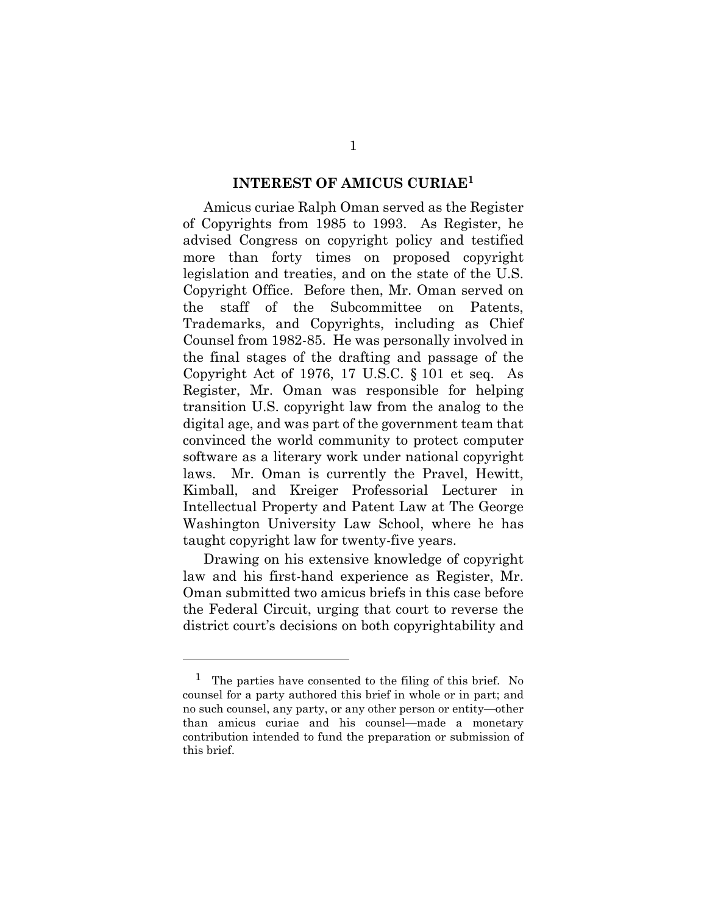## INTEREST OF AMICUS CURIAE[1]

Amicus curiae Ralph Oman served as the Register of Copyrights from 1985 to 1993. As Register, he advised Congress on copyright policy and testified more than forty times on proposed copyright legislation and treaties, and on the state of the U.S. Copyright Office. Before then, Mr. Oman served on the staff of the Subcommittee on Patents, Trademarks, and Copyrights, including as Chief Counsel from 1982-85. He was personally involved in the final stages of the drafting and passage of the Copyright Act of 1976, 17 U.S.C. § 101 et seq. As Register, Mr. Oman was responsible for helping transition U.S. copyright law from the analog to the digital age, and was part of the government team that convinced the world community to protect computer software as a literary work under national copyright laws. Mr. Oman is currently the Pravel, Hewitt, Kimball, and Kreiger Professorial Lecturer in Intellectual Property and Patent Law at The George Washington University Law School, where he has taught copyright law for twenty-five years.

Drawing on his extensive knowledge of copyright law and his first-hand experience as Register, Mr. Oman submitted two amicus briefs in this case before the Federal Circuit, urging that court to reverse the district court's decisions on both copyrightability and

---

[1] The parties have consented to the filing of this brief. No counsel for a party authored this brief in whole or in part; and no such counsel, any party, or any other person or entity—other than amicus curiae and his counsel—made a monetary contribution intended to fund the preparation or submission of this brief.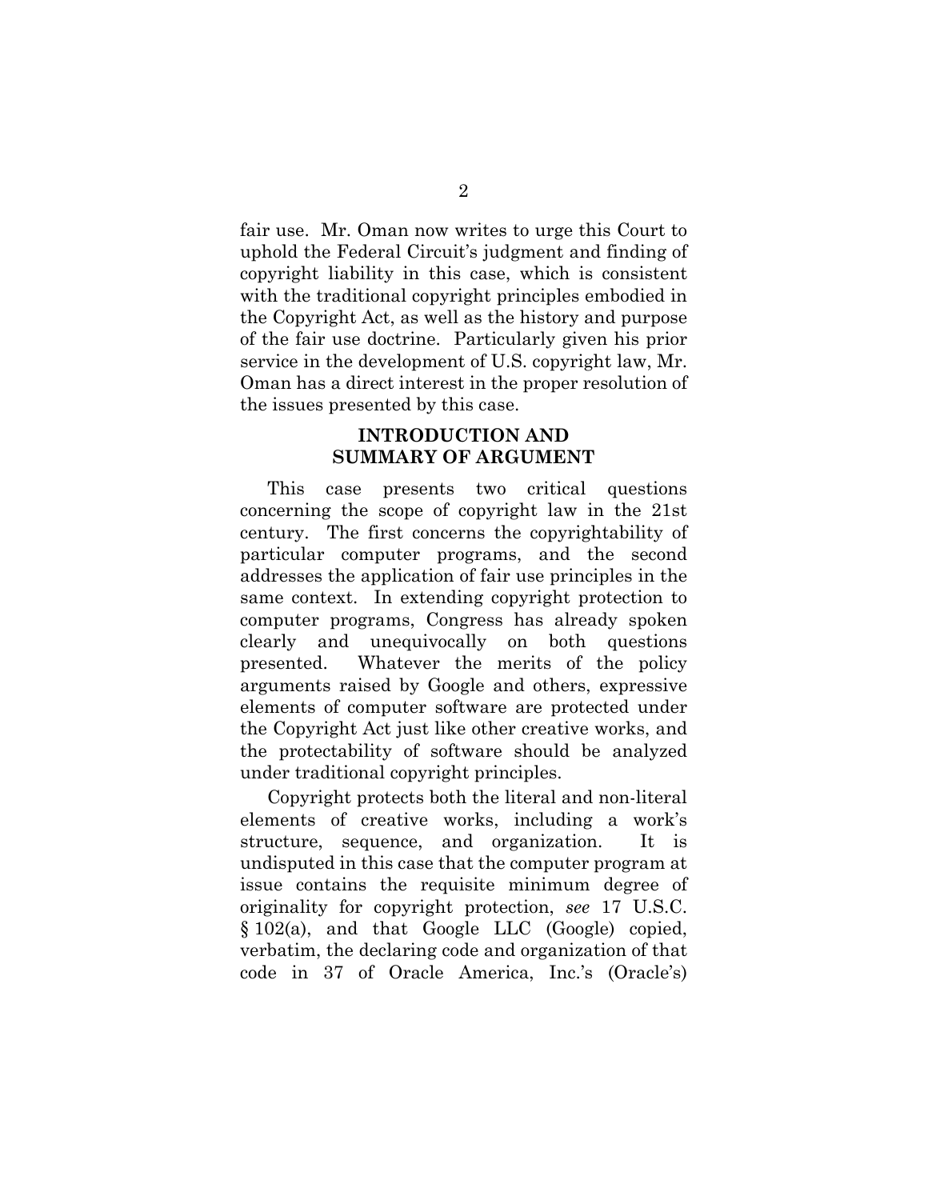fair use. Mr. Oman now writes to urge this Court to uphold the Federal Circuit's judgment and finding of copyright liability in this case, which is consistent with the traditional copyright principles embodied in the Copyright Act, as well as the history and purpose of the fair use doctrine. Particularly given his prior service in the development of U.S. copyright law, Mr. Oman has a direct interest in the proper resolution of the issues presented by this case.

## INTRODUCTION AND SUMMARY OF ARGUMENT

This case presents two critical questions concerning the scope of copyright law in the 21st century. The first concerns the copyrightability of particular computer programs, and the second addresses the application of fair use principles in the same context. In extending copyright protection to computer programs, Congress has already spoken clearly and unequivocally on both questions presented. Whatever the merits of the policy arguments raised by Google and others, expressive elements of computer software are protected under the Copyright Act just like other creative works, and the protectability of software should be analyzed under traditional copyright principles.

Copyright protects both the literal and non-literal elements of creative works, including a work's structure, sequence, and organization. It is undisputed in this case that the computer program at issue contains the requisite minimum degree of originality for copyright protection, *see* 17 U.S.C. § 102(a), and that Google LLC (Google) copied, verbatim, the declaring code and organization of that code in 37 of Oracle America, Inc.'s (Oracle's)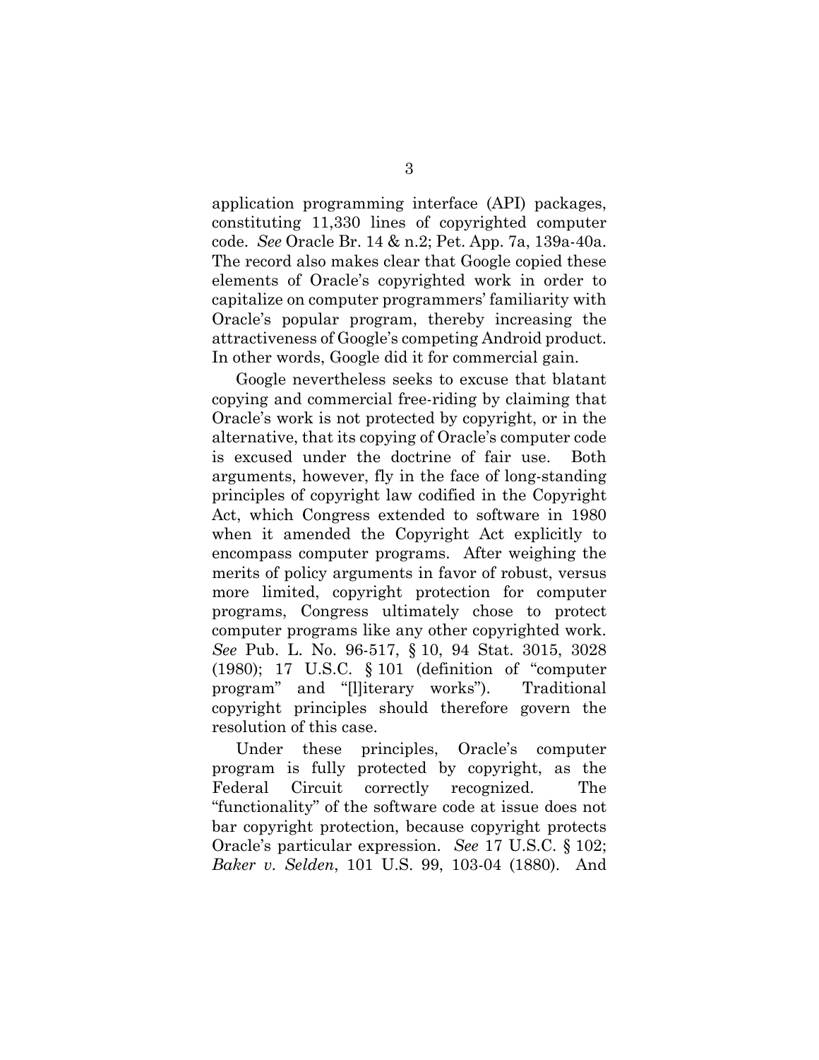application programming interface (API) packages, constituting 11,330 lines of copyrighted computer code. *See* Oracle Br. 14 & n.2; Pet. App. 7a, 139a-40a. The record also makes clear that Google copied these elements of Oracle's copyrighted work in order to capitalize on computer programmers' familiarity with Oracle's popular program, thereby increasing the attractiveness of Google's competing Android product. In other words, Google did it for commercial gain.

Google nevertheless seeks to excuse that blatant copying and commercial free-riding by claiming that Oracle's work is not protected by copyright, or in the alternative, that its copying of Oracle's computer code is excused under the doctrine of fair use. Both arguments, however, fly in the face of long-standing principles of copyright law codified in the Copyright Act, which Congress extended to software in 1980 when it amended the Copyright Act explicitly to encompass computer programs. After weighing the merits of policy arguments in favor of robust, versus more limited, copyright protection for computer programs, Congress ultimately chose to protect computer programs like any other copyrighted work. *See* Pub. L. No. 96-517, § 10, 94 Stat. 3015, 3028 (1980); 17 U.S.C. § 101 (definition of "computer program" and "[l]iterary works"). Traditional copyright principles should therefore govern the resolution of this case.

Under these principles, Oracle's computer program is fully protected by copyright, as the Federal Circuit correctly recognized. The "functionality" of the software code at issue does not bar copyright protection, because copyright protects Oracle's particular expression. *See* 17 U.S.C. § 102; *Baker v. Selden*, 101 U.S. 99, 103-04 (1880). And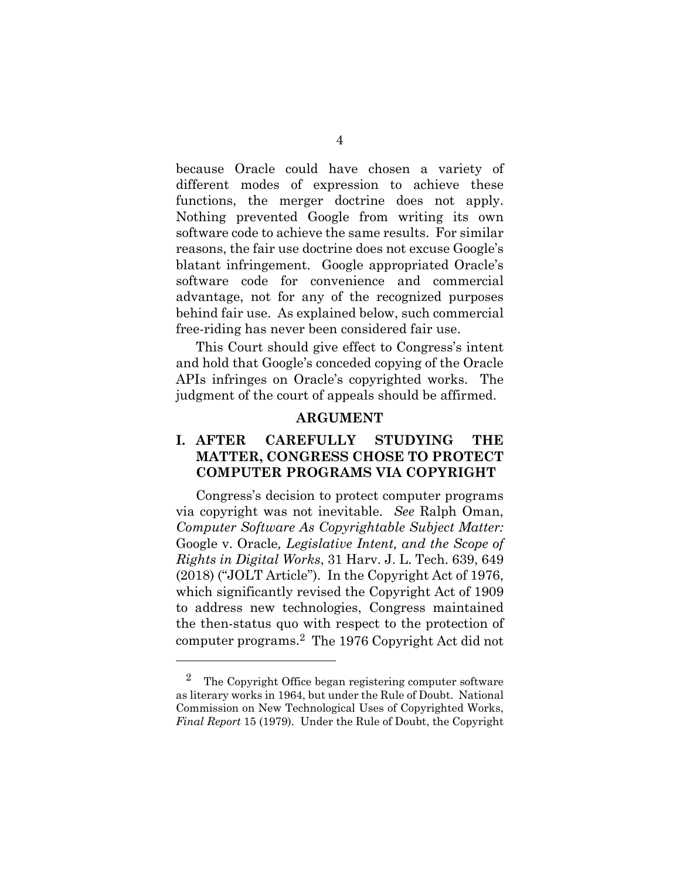because Oracle could have chosen a variety of different modes of expression to achieve these functions, the merger doctrine does not apply. Nothing prevented Google from writing its own software code to achieve the same results. For similar reasons, the fair use doctrine does not excuse Google's blatant infringement. Google appropriated Oracle's software code for convenience and commercial advantage, not for any of the recognized purposes behind fair use. As explained below, such commercial free-riding has never been considered fair use.

This Court should give effect to Congress's intent and hold that Google's conceded copying of the Oracle APIs infringes on Oracle's copyrighted works. The judgment of the court of appeals should be affirmed.

## ARGUMENT

### I. AFTER CAREFULLY STUDYING THE MATTER, CONGRESS CHOSE TO PROTECT COMPUTER PROGRAMS VIA COPYRIGHT

Congress's decision to protect computer programs via copyright was not inevitable. *See* Ralph Oman, *Computer Software As Copyrightable Subject Matter:* Google v. Oracle*, Legislative Intent, and the Scope of Rights in Digital Works*, 31 Harv. J. L. Tech. 639, 649 (2018) ("JOLT Article"). In the Copyright Act of 1976, which significantly revised the Copyright Act of 1909 to address new technologies, Congress maintained the then-status quo with respect to the protection of computer programs.[2] The 1976 Copyright Act did not

[2] The Copyright Office began registering computer software as literary works in 1964, but under the Rule of Doubt. National Commission on New Technological Uses of Copyrighted Works, *Final Report* 15 (1979). Under the Rule of Doubt, the Copyright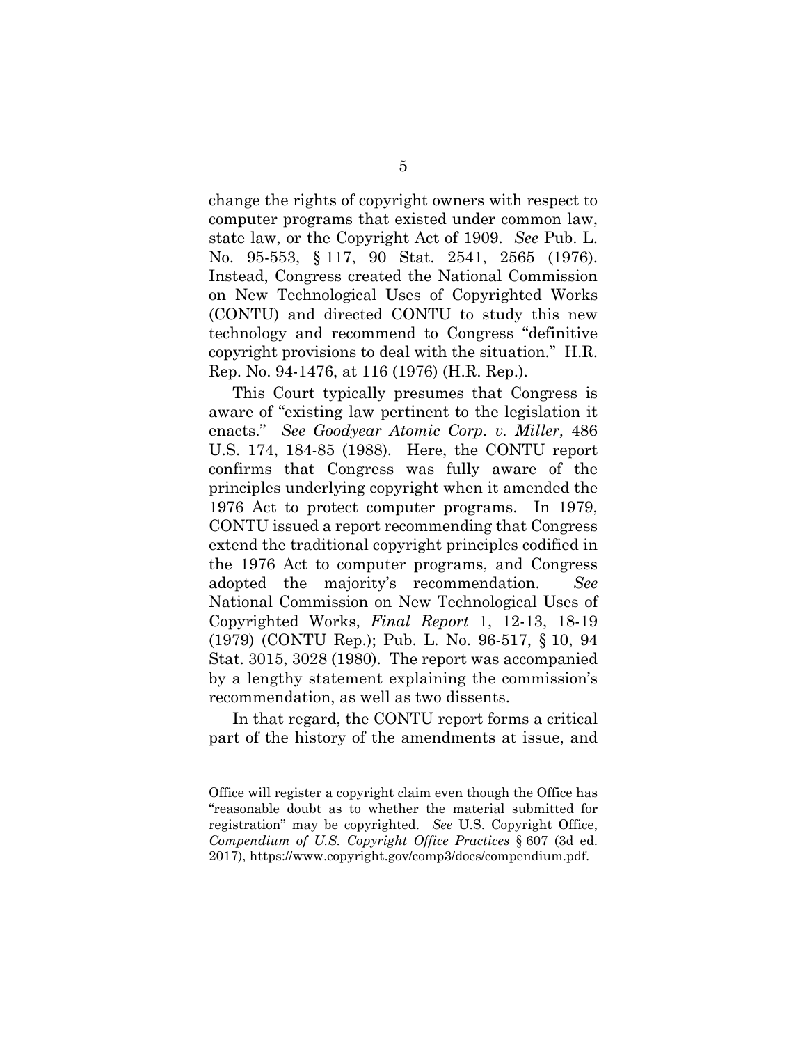change the rights of copyright owners with respect to computer programs that existed under common law, state law, or the Copyright Act of 1909. *See* Pub. L. No. 95-553, § 117, 90 Stat. 2541, 2565 (1976). Instead, Congress created the National Commission on New Technological Uses of Copyrighted Works (CONTU) and directed CONTU to study this new technology and recommend to Congress "definitive copyright provisions to deal with the situation." H.R. Rep. No. 94-1476, at 116 (1976) (H.R. Rep.).

This Court typically presumes that Congress is aware of "existing law pertinent to the legislation it enacts." *See Goodyear Atomic Corp. v. Miller,* 486 U.S. 174, 184-85 (1988). Here, the CONTU report confirms that Congress was fully aware of the principles underlying copyright when it amended the 1976 Act to protect computer programs. In 1979, CONTU issued a report recommending that Congress extend the traditional copyright principles codified in the 1976 Act to computer programs, and Congress adopted the majority's recommendation. *See* National Commission on New Technological Uses of Copyrighted Works, *Final Report* 1, 12-13, 18-19 (1979) (CONTU Rep.); Pub. L. No. 96-517, § 10, 94 Stat. 3015, 3028 (1980). The report was accompanied by a lengthy statement explaining the commission's recommendation, as well as two dissents.

In that regard, the CONTU report forms a critical part of the history of the amendments at issue, and

---

Office will register a copyright claim even though the Office has "reasonable doubt as to whether the material submitted for registration" may be copyrighted. *See* U.S. Copyright Office, *Compendium of U.S. Copyright Office Practices* § 607 (3d ed. 2017), https://www.copyright.gov/comp3/docs/compendium.pdf.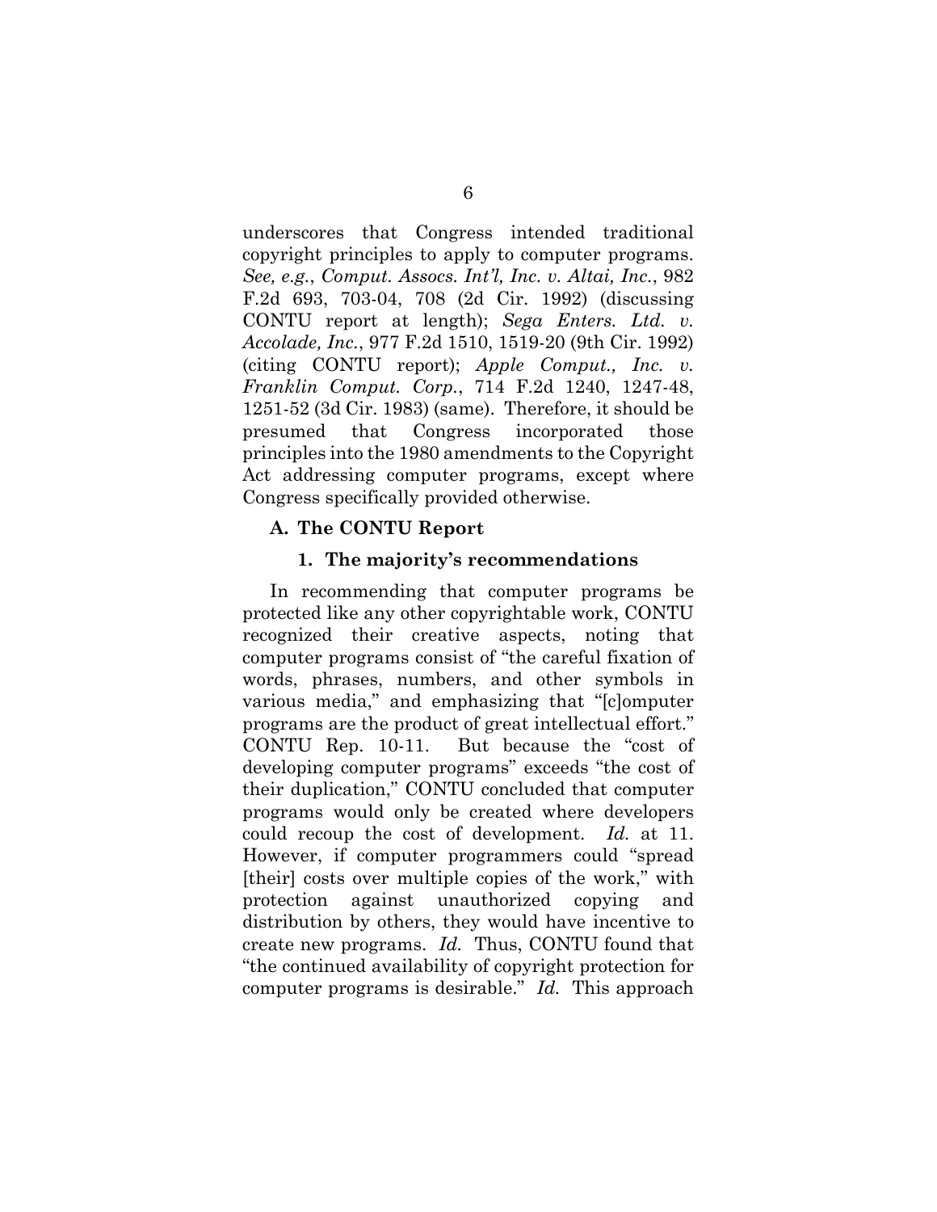underscores that Congress intended traditional copyright principles to apply to computer programs. *See, e.g.*, *Comput. Assocs. Int'l, Inc. v. Altai, Inc.*, 982 F.2d 693, 703-04, 708 (2d Cir. 1992) (discussing CONTU report at length); *Sega Enters. Ltd. v. Accolade, Inc.*, 977 F.2d 1510, 1519-20 (9th Cir. 1992) (citing CONTU report); *Apple Comput., Inc. v. Franklin Comput. Corp.*, 714 F.2d 1240, 1247-48, 1251-52 (3d Cir. 1983) (same). Therefore, it should be presumed that Congress incorporated those principles into the 1980 amendments to the Copyright Act addressing computer programs, except where Congress specifically provided otherwise.

### A. The CONTU Report

#### 1. The majority's recommendations

In recommending that computer programs be protected like any other copyrightable work, CONTU recognized their creative aspects, noting that computer programs consist of "the careful fixation of words, phrases, numbers, and other symbols in various media," and emphasizing that "[c]omputer programs are the product of great intellectual effort." CONTU Rep. 10-11. But because the "cost of developing computer programs" exceeds "the cost of their duplication," CONTU concluded that computer programs would only be created where developers could recoup the cost of development. *Id.* at 11. However, if computer programmers could "spread [their] costs over multiple copies of the work," with protection against unauthorized copying and distribution by others, they would have incentive to create new programs. *Id.* Thus, CONTU found that "the continued availability of copyright protection for computer programs is desirable." *Id.* This approach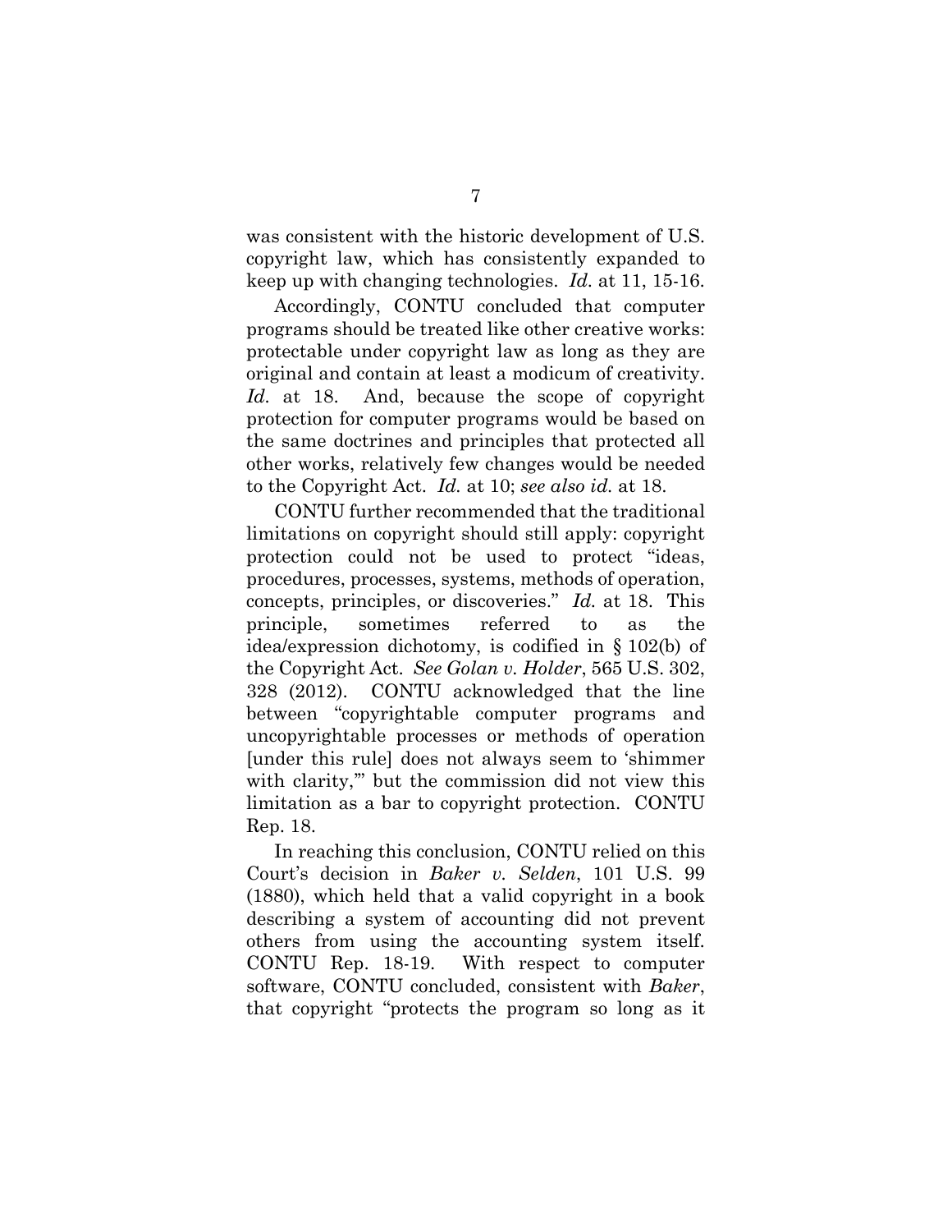was consistent with the historic development of U.S. copyright law, which has consistently expanded to keep up with changing technologies. *Id.* at 11, 15-16.

Accordingly, CONTU concluded that computer programs should be treated like other creative works: protectable under copyright law as long as they are original and contain at least a modicum of creativity. *Id.* at 18. And, because the scope of copyright protection for computer programs would be based on the same doctrines and principles that protected all other works, relatively few changes would be needed to the Copyright Act. *Id.* at 10; *see also id.* at 18.

CONTU further recommended that the traditional limitations on copyright should still apply: copyright protection could not be used to protect "ideas, procedures, processes, systems, methods of operation, concepts, principles, or discoveries." *Id.* at 18. This principle, sometimes referred to as the idea/expression dichotomy, is codified in § 102(b) of the Copyright Act. *See Golan v. Holder*, 565 U.S. 302, 328 (2012). CONTU acknowledged that the line between "copyrightable computer programs and uncopyrightable processes or methods of operation [under this rule] does not always seem to 'shimmer with clarity,'" but the commission did not view this limitation as a bar to copyright protection. CONTU Rep. 18.

In reaching this conclusion, CONTU relied on this Court's decision in *Baker v. Selden*, 101 U.S. 99 (1880), which held that a valid copyright in a book describing a system of accounting did not prevent others from using the accounting system itself. CONTU Rep. 18-19. With respect to computer software, CONTU concluded, consistent with *Baker*, that copyright "protects the program so long as it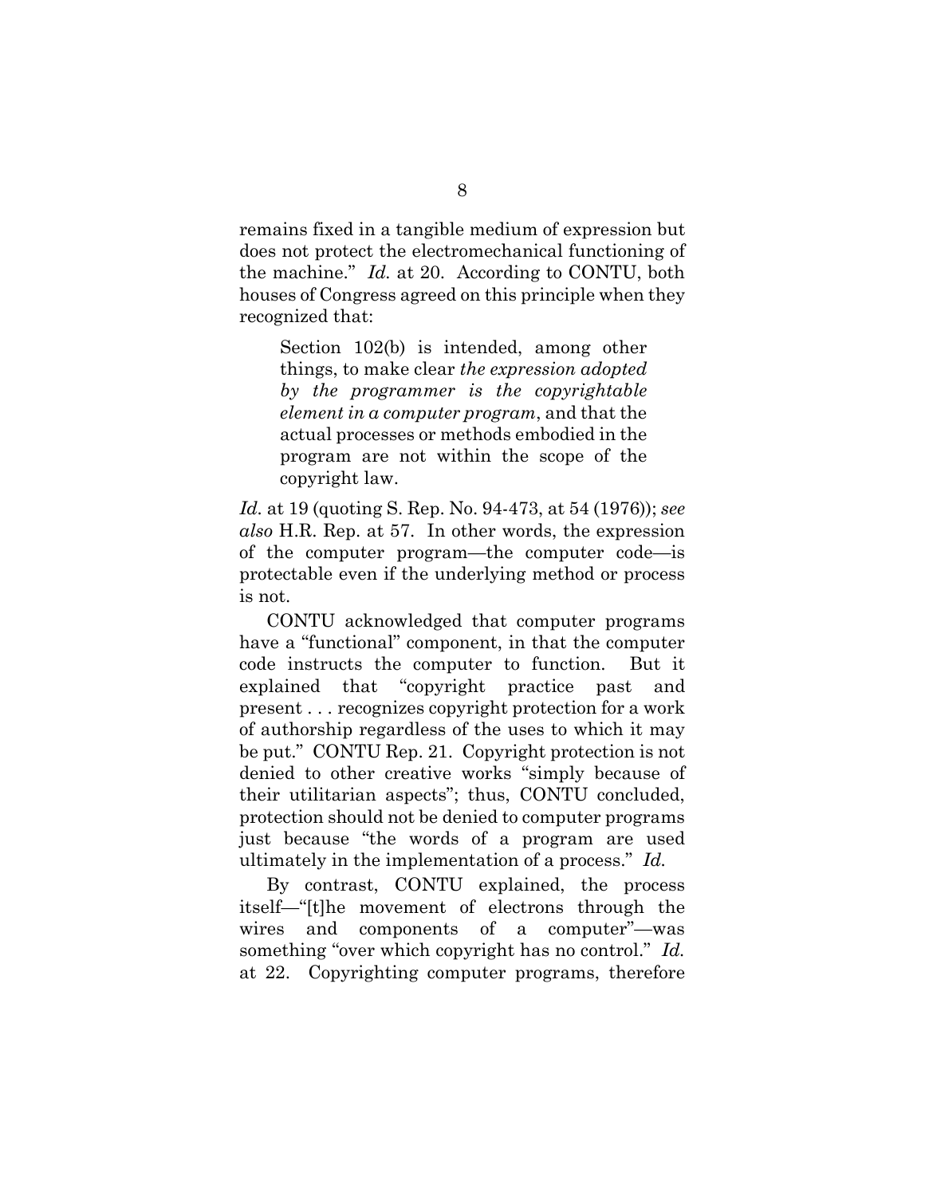remains fixed in a tangible medium of expression but does not protect the electromechanical functioning of the machine." *Id.* at 20. According to CONTU, both houses of Congress agreed on this principle when they recognized that:

> Section 102(b) is intended, among other things, to make clear *the expression adopted by the programmer is the copyrightable element in a computer program*, and that the actual processes or methods embodied in the program are not within the scope of the copyright law.

*Id.* at 19 (quoting S. Rep. No. 94-473, at 54 (1976)); *see also* H.R. Rep. at 57. In other words, the expression of the computer program—the computer code—is protectable even if the underlying method or process is not.

CONTU acknowledged that computer programs have a "functional" component, in that the computer code instructs the computer to function. But it explained that "copyright practice past and present . . . recognizes copyright protection for a work of authorship regardless of the uses to which it may be put." CONTU Rep. 21. Copyright protection is not denied to other creative works "simply because of their utilitarian aspects"; thus, CONTU concluded, protection should not be denied to computer programs just because "the words of a program are used ultimately in the implementation of a process." *Id.*

By contrast, CONTU explained, the process itself—"[t]he movement of electrons through the wires and components of a computer"—was something "over which copyright has no control." *Id.* at 22. Copyrighting computer programs, therefore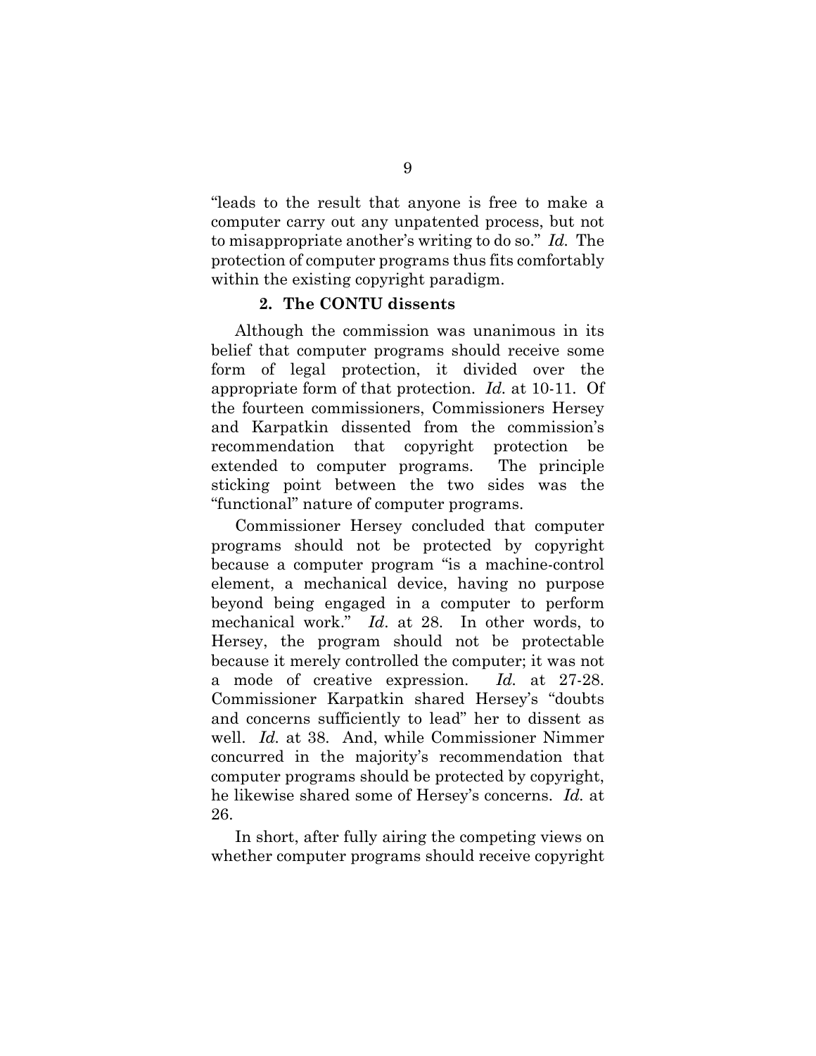"leads to the result that anyone is free to make a computer carry out any unpatented process, but not to misappropriate another's writing to do so." *Id.* The protection of computer programs thus fits comfortably within the existing copyright paradigm.

#### 2. The CONTU dissents

Although the commission was unanimous in its belief that computer programs should receive some form of legal protection, it divided over the appropriate form of that protection. *Id.* at 10-11. Of the fourteen commissioners, Commissioners Hersey and Karpatkin dissented from the commission's recommendation that copyright protection be extended to computer programs. The principle sticking point between the two sides was the "functional" nature of computer programs.

Commissioner Hersey concluded that computer programs should not be protected by copyright because a computer program "is a machine-control element, a mechanical device, having no purpose beyond being engaged in a computer to perform mechanical work." *Id*. at 28. In other words, to Hersey, the program should not be protectable because it merely controlled the computer; it was not a mode of creative expression. *Id.* at 27-28. Commissioner Karpatkin shared Hersey's "doubts and concerns sufficiently to lead" her to dissent as well. *Id.* at 38. And, while Commissioner Nimmer concurred in the majority's recommendation that computer programs should be protected by copyright, he likewise shared some of Hersey's concerns. *Id.* at 26.

In short, after fully airing the competing views on whether computer programs should receive copyright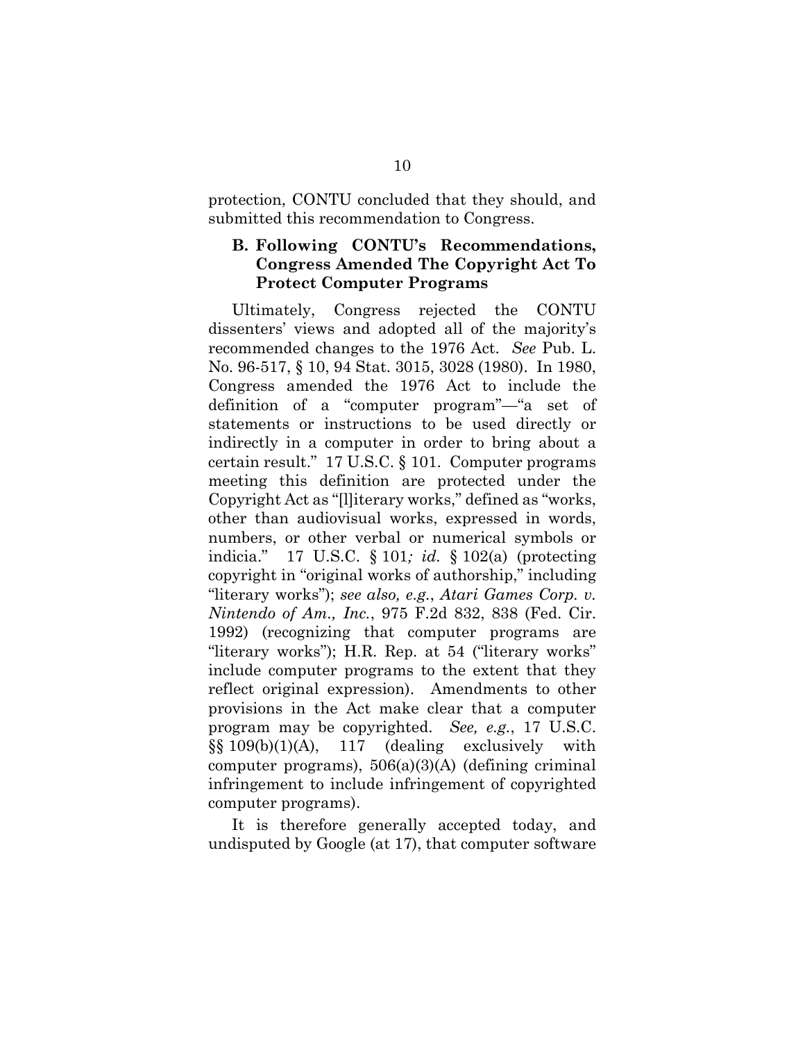protection, CONTU concluded that they should, and submitted this recommendation to Congress.

### B. Following CONTU's Recommendations, Congress Amended The Copyright Act To Protect Computer Programs

Ultimately, Congress rejected the CONTU dissenters' views and adopted all of the majority's recommended changes to the 1976 Act. *See* Pub. L. No. 96-517, § 10, 94 Stat. 3015, 3028 (1980). In 1980, Congress amended the 1976 Act to include the definition of a "computer program"—"a set of statements or instructions to be used directly or indirectly in a computer in order to bring about a certain result." 17 U.S.C. § 101. Computer programs meeting this definition are protected under the Copyright Act as "[l]iterary works," defined as "works, other than audiovisual works, expressed in words, numbers, or other verbal or numerical symbols or indicia." 17 U.S.C. § 101*; id.* § 102(a) (protecting copyright in "original works of authorship," including "literary works"); *see also, e.g.*, *Atari Games Corp. v. Nintendo of Am., Inc.*, 975 F.2d 832, 838 (Fed. Cir. 1992) (recognizing that computer programs are "literary works"); H.R. Rep. at 54 ("literary works" include computer programs to the extent that they reflect original expression). Amendments to other provisions in the Act make clear that a computer program may be copyrighted. *See, e.g.*, 17 U.S.C. §§ 109(b)(1)(A), 117 (dealing exclusively with computer programs), 506(a)(3)(A) (defining criminal infringement to include infringement of copyrighted computer programs).

It is therefore generally accepted today, and undisputed by Google (at 17), that computer software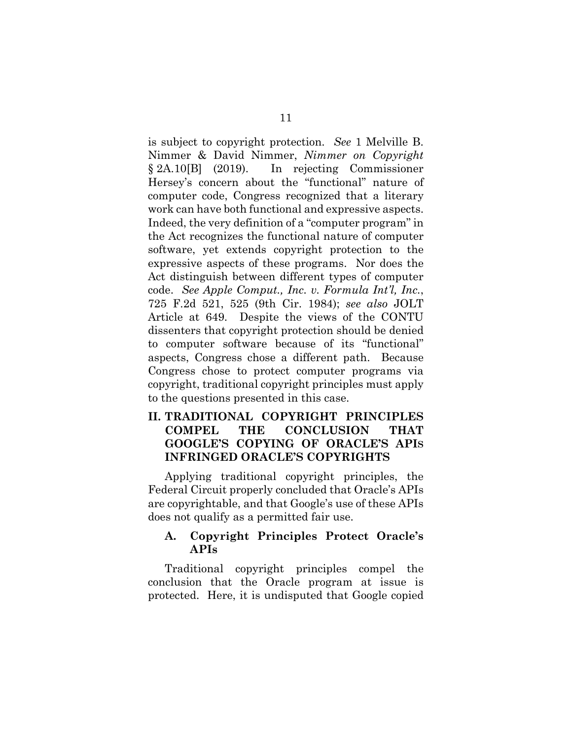is subject to copyright protection. *See* 1 Melville B. Nimmer & David Nimmer, *Nimmer on Copyright* § 2A.10[B] (2019). In rejecting Commissioner Hersey's concern about the "functional" nature of computer code, Congress recognized that a literary work can have both functional and expressive aspects. Indeed, the very definition of a "computer program" in the Act recognizes the functional nature of computer software, yet extends copyright protection to the expressive aspects of these programs. Nor does the Act distinguish between different types of computer code. *See Apple Comput., Inc. v. Formula Int'l, Inc.*, 725 F.2d 521, 525 (9th Cir. 1984); *see also* JOLT Article at 649. Despite the views of the CONTU dissenters that copyright protection should be denied to computer software because of its "functional" aspects, Congress chose a different path. Because Congress chose to protect computer programs via copyright, traditional copyright principles must apply to the questions presented in this case.

## II. TRADITIONAL COPYRIGHT PRINCIPLES COMPEL THE CONCLUSION THAT GOOGLE'S COPYING OF ORACLE'S APIS INFRINGED ORACLE'S COPYRIGHTS

Applying traditional copyright principles, the Federal Circuit properly concluded that Oracle's APIs are copyrightable, and that Google's use of these APIs does not qualify as a permitted fair use.

### A. Copyright Principles Protect Oracle's APIs

Traditional copyright principles compel the conclusion that the Oracle program at issue is protected. Here, it is undisputed that Google copied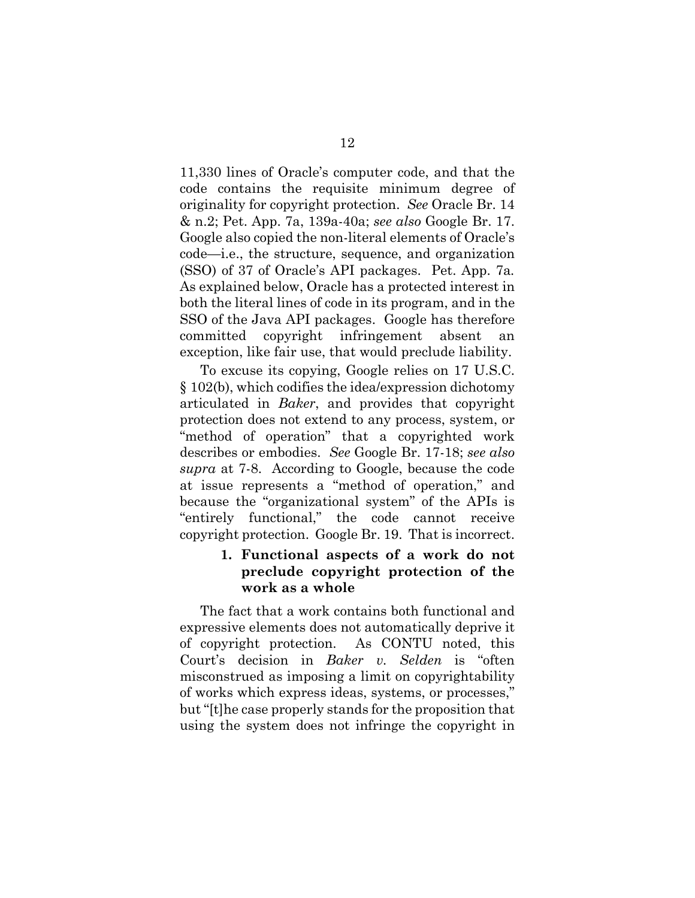11,330 lines of Oracle's computer code, and that the code contains the requisite minimum degree of originality for copyright protection. *See* Oracle Br. 14 & n.2; Pet. App. 7a, 139a-40a; *see also* Google Br. 17. Google also copied the non-literal elements of Oracle's code—i.e., the structure, sequence, and organization (SSO) of 37 of Oracle's API packages. Pet. App. 7a. As explained below, Oracle has a protected interest in both the literal lines of code in its program, and in the SSO of the Java API packages. Google has therefore committed copyright infringement absent an exception, like fair use, that would preclude liability.

To excuse its copying, Google relies on 17 U.S.C. § 102(b), which codifies the idea/expression dichotomy articulated in *Baker*, and provides that copyright protection does not extend to any process, system, or "method of operation" that a copyrighted work describes or embodies. *See* Google Br. 17-18; *see also supra* at 7-8. According to Google, because the code at issue represents a "method of operation," and because the "organizational system" of the APIs is "entirely functional," the code cannot receive copyright protection. Google Br. 19. That is incorrect.

### 1. Functional aspects of a work do not preclude copyright protection of the work as a whole

The fact that a work contains both functional and expressive elements does not automatically deprive it of copyright protection. As CONTU noted, this Court's decision in *Baker v. Selden* is "often misconstrued as imposing a limit on copyrightability of works which express ideas, systems, or processes," but "[t]he case properly stands for the proposition that using the system does not infringe the copyright in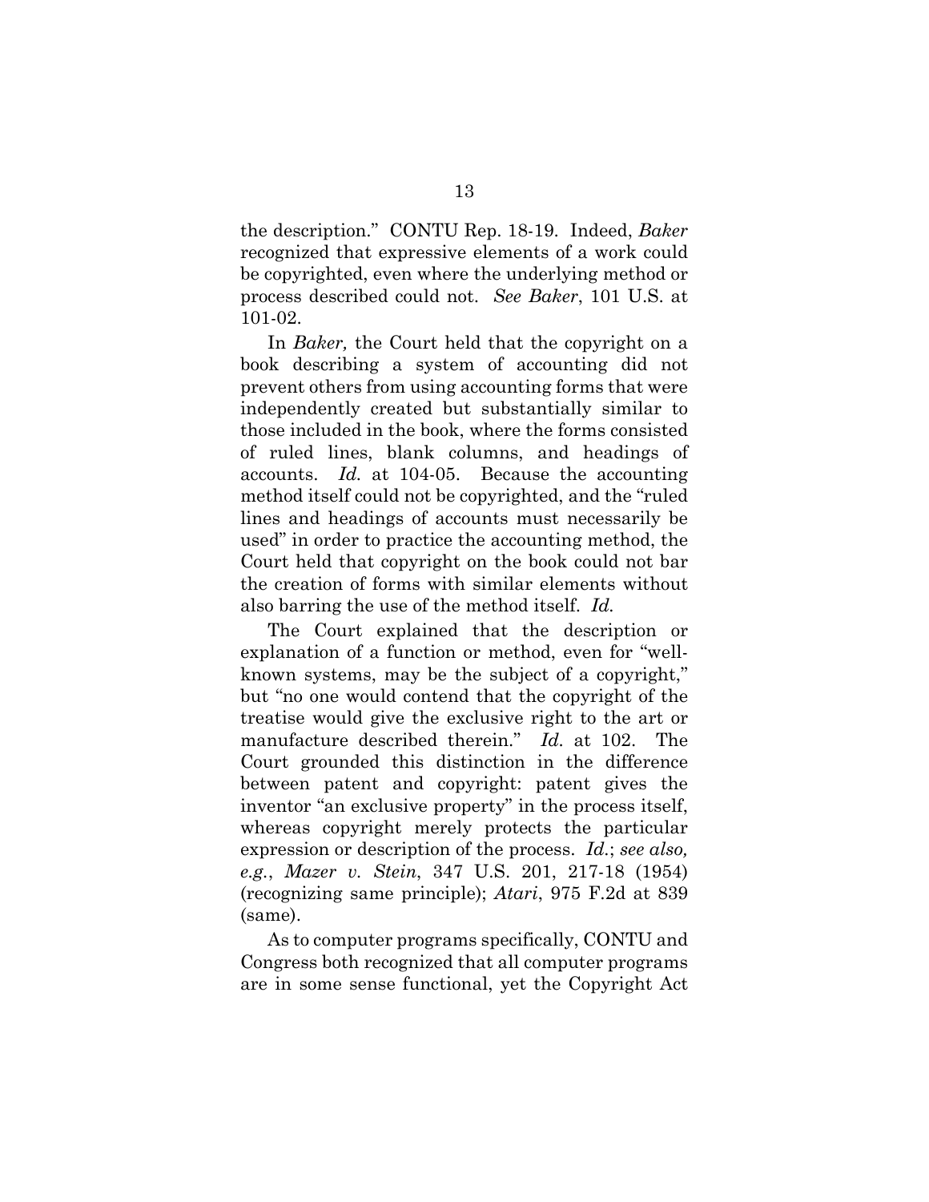the description." CONTU Rep. 18-19. Indeed, *Baker* recognized that expressive elements of a work could be copyrighted, even where the underlying method or process described could not. *See Baker*, 101 U.S. at 101-02.

In *Baker,* the Court held that the copyright on a book describing a system of accounting did not prevent others from using accounting forms that were independently created but substantially similar to those included in the book, where the forms consisted of ruled lines, blank columns, and headings of accounts. *Id.* at 104-05. Because the accounting method itself could not be copyrighted, and the "ruled lines and headings of accounts must necessarily be used" in order to practice the accounting method, the Court held that copyright on the book could not bar the creation of forms with similar elements without also barring the use of the method itself. *Id.*

The Court explained that the description or explanation of a function or method, even for "well-known systems, may be the subject of a copyright," but "no one would contend that the copyright of the treatise would give the exclusive right to the art or manufacture described therein." *Id.* at 102. The Court grounded this distinction in the difference between patent and copyright: patent gives the inventor "an exclusive property" in the process itself, whereas copyright merely protects the particular expression or description of the process. *Id.*; *see also, e.g.*, *Mazer v. Stein*, 347 U.S. 201, 217-18 (1954) (recognizing same principle); *Atari*, 975 F.2d at 839 (same).

As to computer programs specifically, CONTU and Congress both recognized that all computer programs are in some sense functional, yet the Copyright Act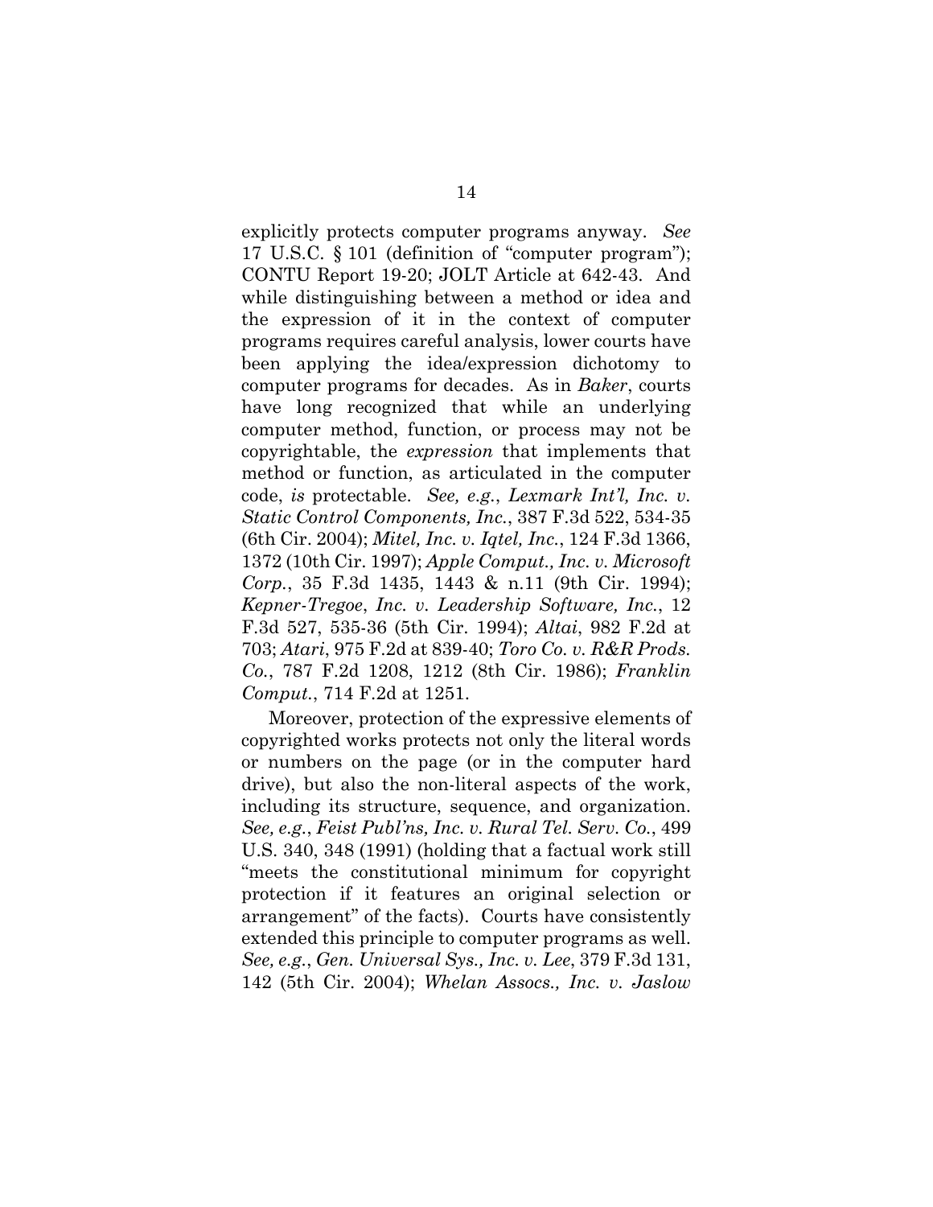explicitly protects computer programs anyway. *See* 17 U.S.C. § 101 (definition of "computer program"); CONTU Report 19-20; JOLT Article at 642-43. And while distinguishing between a method or idea and the expression of it in the context of computer programs requires careful analysis, lower courts have been applying the idea/expression dichotomy to computer programs for decades. As in *Baker*, courts have long recognized that while an underlying computer method, function, or process may not be copyrightable, the *expression* that implements that method or function, as articulated in the computer code, *is* protectable. *See, e.g.*, *Lexmark Int'l, Inc. v. Static Control Components, Inc.*, 387 F.3d 522, 534-35 (6th Cir. 2004); *Mitel, Inc. v. Iqtel, Inc.*, 124 F.3d 1366, 1372 (10th Cir. 1997); *Apple Comput., Inc. v. Microsoft Corp.*, 35 F.3d 1435, 1443 & n.11 (9th Cir. 1994); *Kepner-Tregoe*, *Inc. v. Leadership Software, Inc.*, 12 F.3d 527, 535-36 (5th Cir. 1994); *Altai*, 982 F.2d at 703; *Atari*, 975 F.2d at 839-40; *Toro Co. v. R&R Prods. Co.*, 787 F.2d 1208, 1212 (8th Cir. 1986); *Franklin Comput.*, 714 F.2d at 1251.

Moreover, protection of the expressive elements of copyrighted works protects not only the literal words or numbers on the page (or in the computer hard drive), but also the non-literal aspects of the work, including its structure, sequence, and organization. *See, e.g.*, *Feist Publ'ns, Inc. v. Rural Tel. Serv. Co.*, 499 U.S. 340, 348 (1991) (holding that a factual work still "meets the constitutional minimum for copyright protection if it features an original selection or arrangement" of the facts). Courts have consistently extended this principle to computer programs as well. *See, e.g.*, *Gen. Universal Sys., Inc. v. Lee*, 379 F.3d 131, 142 (5th Cir. 2004); *Whelan Assocs., Inc. v. Jaslow*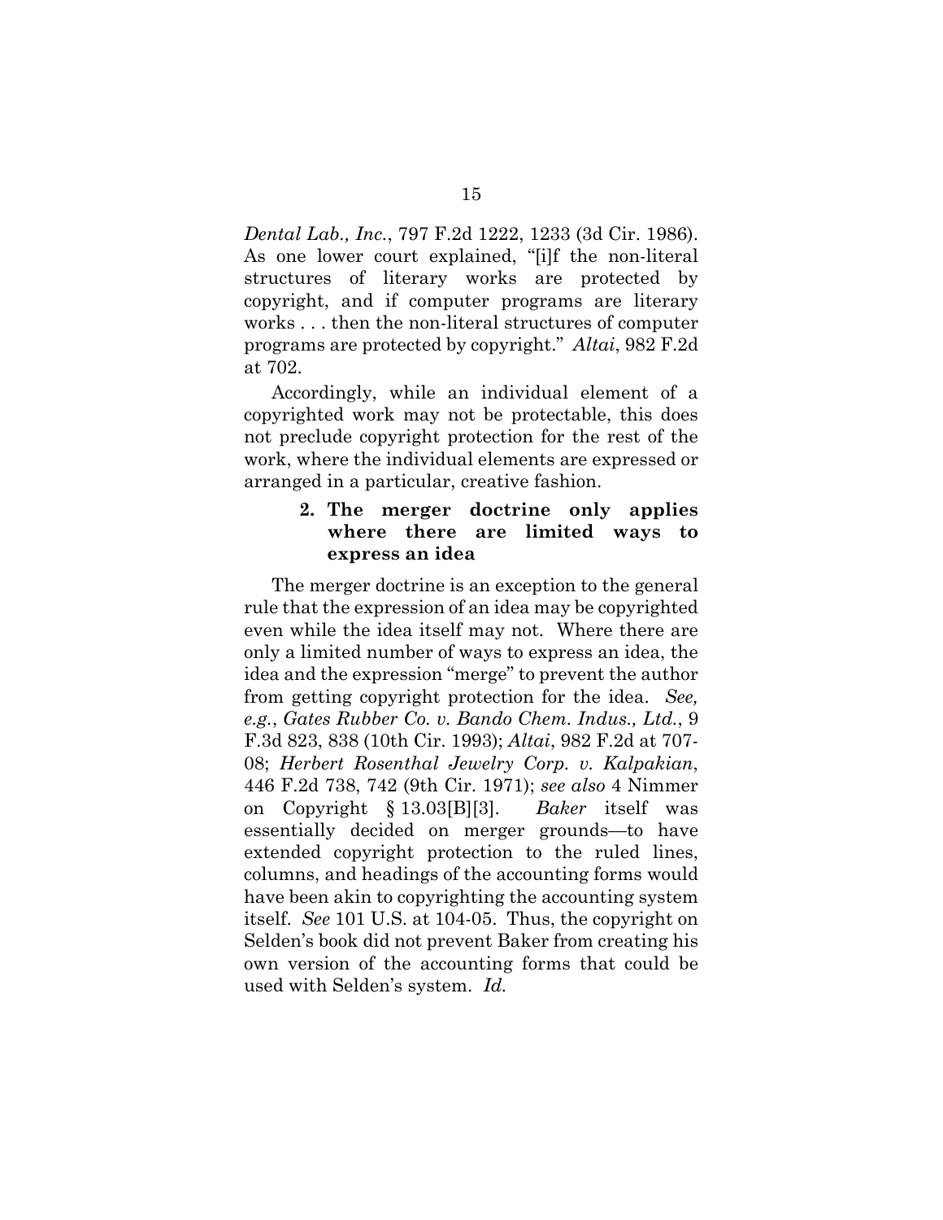*Dental Lab., Inc.*, 797 F.2d 1222, 1233 (3d Cir. 1986). As one lower court explained, "[i]f the non-literal structures of literary works are protected by copyright, and if computer programs are literary works . . . then the non-literal structures of computer programs are protected by copyright." *Altai*, 982 F.2d at 702.

Accordingly, while an individual element of a copyrighted work may not be protectable, this does not preclude copyright protection for the rest of the work, where the individual elements are expressed or arranged in a particular, creative fashion.

**2. The merger doctrine only applies where there are limited ways to express an idea**

The merger doctrine is an exception to the general rule that the expression of an idea may be copyrighted even while the idea itself may not. Where there are only a limited number of ways to express an idea, the idea and the expression "merge" to prevent the author from getting copyright protection for the idea. *See, e.g.*, *Gates Rubber Co. v. Bando Chem. Indus., Ltd.*, 9 F.3d 823, 838 (10th Cir. 1993); *Altai*, 982 F.2d at 707-08; *Herbert Rosenthal Jewelry Corp. v. Kalpakian*, 446 F.2d 738, 742 (9th Cir. 1971); *see also* 4 Nimmer on Copyright § 13.03[B][3]. *Baker* itself was essentially decided on merger grounds—to have extended copyright protection to the ruled lines, columns, and headings of the accounting forms would have been akin to copyrighting the accounting system itself. *See* 101 U.S. at 104-05. Thus, the copyright on Selden's book did not prevent Baker from creating his own version of the accounting forms that could be used with Selden's system. *Id.*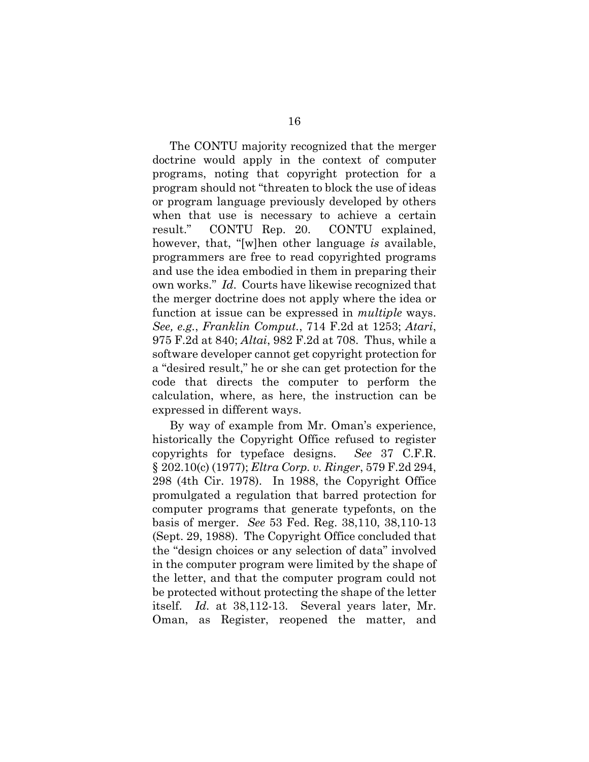The CONTU majority recognized that the merger doctrine would apply in the context of computer programs, noting that copyright protection for a program should not "threaten to block the use of ideas or program language previously developed by others when that use is necessary to achieve a certain result." CONTU Rep. 20. CONTU explained, however, that, "[w]hen other language *is* available, programmers are free to read copyrighted programs and use the idea embodied in them in preparing their own works." *Id*. Courts have likewise recognized that the merger doctrine does not apply where the idea or function at issue can be expressed in *multiple* ways. *See, e.g.*, *Franklin Comput.*, 714 F.2d at 1253; *Atari*, 975 F.2d at 840; *Altai*, 982 F.2d at 708. Thus, while a software developer cannot get copyright protection for a "desired result," he or she can get protection for the code that directs the computer to perform the calculation, where, as here, the instruction can be expressed in different ways.

By way of example from Mr. Oman's experience, historically the Copyright Office refused to register copyrights for typeface designs. *See* 37 C.F.R. § 202.10(c) (1977); *Eltra Corp. v. Ringer*, 579 F.2d 294, 298 (4th Cir. 1978). In 1988, the Copyright Office promulgated a regulation that barred protection for computer programs that generate typefonts, on the basis of merger. *See* 53 Fed. Reg. 38,110, 38,110-13 (Sept. 29, 1988). The Copyright Office concluded that the "design choices or any selection of data" involved in the computer program were limited by the shape of the letter, and that the computer program could not be protected without protecting the shape of the letter itself. *Id.* at 38,112-13. Several years later, Mr. Oman, as Register, reopened the matter, and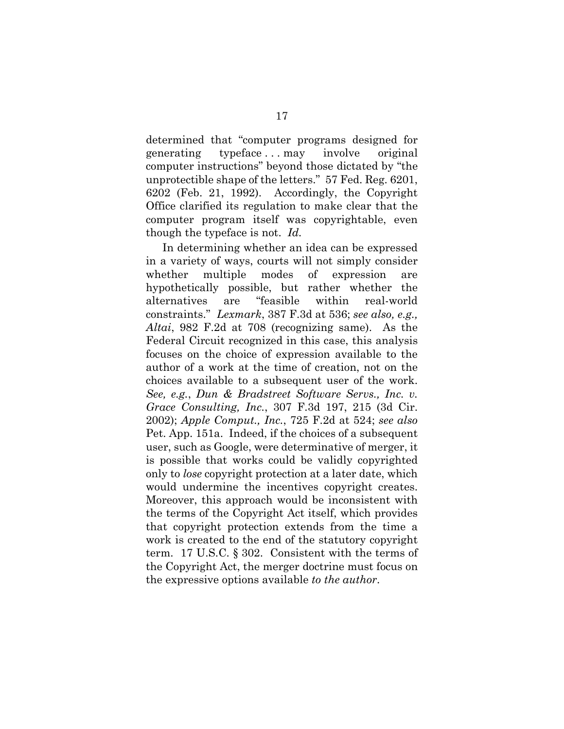determined that "computer programs designed for generating typeface . . . may involve original computer instructions" beyond those dictated by "the unprotectible shape of the letters." 57 Fed. Reg. 6201, 6202 (Feb. 21, 1992). Accordingly, the Copyright Office clarified its regulation to make clear that the computer program itself was copyrightable, even though the typeface is not. *Id.*

In determining whether an idea can be expressed in a variety of ways, courts will not simply consider whether multiple modes of expression are hypothetically possible, but rather whether the alternatives are "feasible within real-world constraints." *Lexmark*, 387 F.3d at 536; *see also, e.g., Altai*, 982 F.2d at 708 (recognizing same). As the Federal Circuit recognized in this case, this analysis focuses on the choice of expression available to the author of a work at the time of creation, not on the choices available to a subsequent user of the work. *See, e.g.*, *Dun & Bradstreet Software Servs., Inc. v. Grace Consulting, Inc.*, 307 F.3d 197, 215 (3d Cir. 2002); *Apple Comput., Inc.*, 725 F.2d at 524; *see also* Pet. App. 151a. Indeed, if the choices of a subsequent user, such as Google, were determinative of merger, it is possible that works could be validly copyrighted only to *lose* copyright protection at a later date, which would undermine the incentives copyright creates. Moreover, this approach would be inconsistent with the terms of the Copyright Act itself, which provides that copyright protection extends from the time a work is created to the end of the statutory copyright term. 17 U.S.C. § 302. Consistent with the terms of the Copyright Act, the merger doctrine must focus on the expressive options available *to the author*.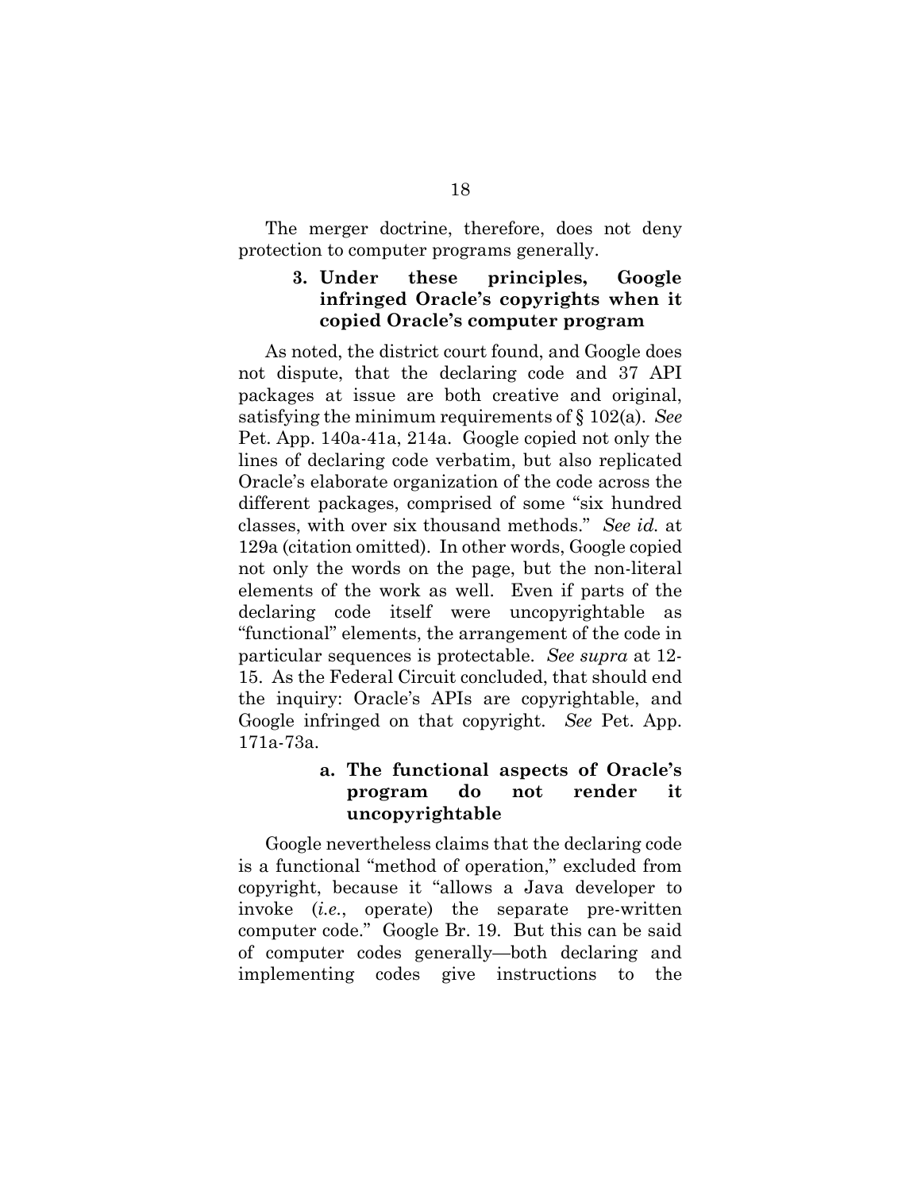The merger doctrine, therefore, does not deny protection to computer programs generally.

### 3. Under these principles, Google infringed Oracle's copyrights when it copied Oracle's computer program

As noted, the district court found, and Google does not dispute, that the declaring code and 37 API packages at issue are both creative and original, satisfying the minimum requirements of § 102(a). *See* Pet. App. 140a-41a, 214a. Google copied not only the lines of declaring code verbatim, but also replicated Oracle's elaborate organization of the code across the different packages, comprised of some "six hundred classes, with over six thousand methods." *See id.* at 129a (citation omitted). In other words, Google copied not only the words on the page, but the non-literal elements of the work as well. Even if parts of the declaring code itself were uncopyrightable as "functional" elements, the arrangement of the code in particular sequences is protectable. *See supra* at 12-15. As the Federal Circuit concluded, that should end the inquiry: Oracle's APIs are copyrightable, and Google infringed on that copyright. *See* Pet. App. 171a-73a.

#### a. The functional aspects of Oracle's program do not render it uncopyrightable

Google nevertheless claims that the declaring code is a functional "method of operation," excluded from copyright, because it "allows a Java developer to invoke (*i.e.*, operate) the separate pre-written computer code." Google Br. 19. But this can be said of computer codes generally—both declaring and implementing codes give instructions to the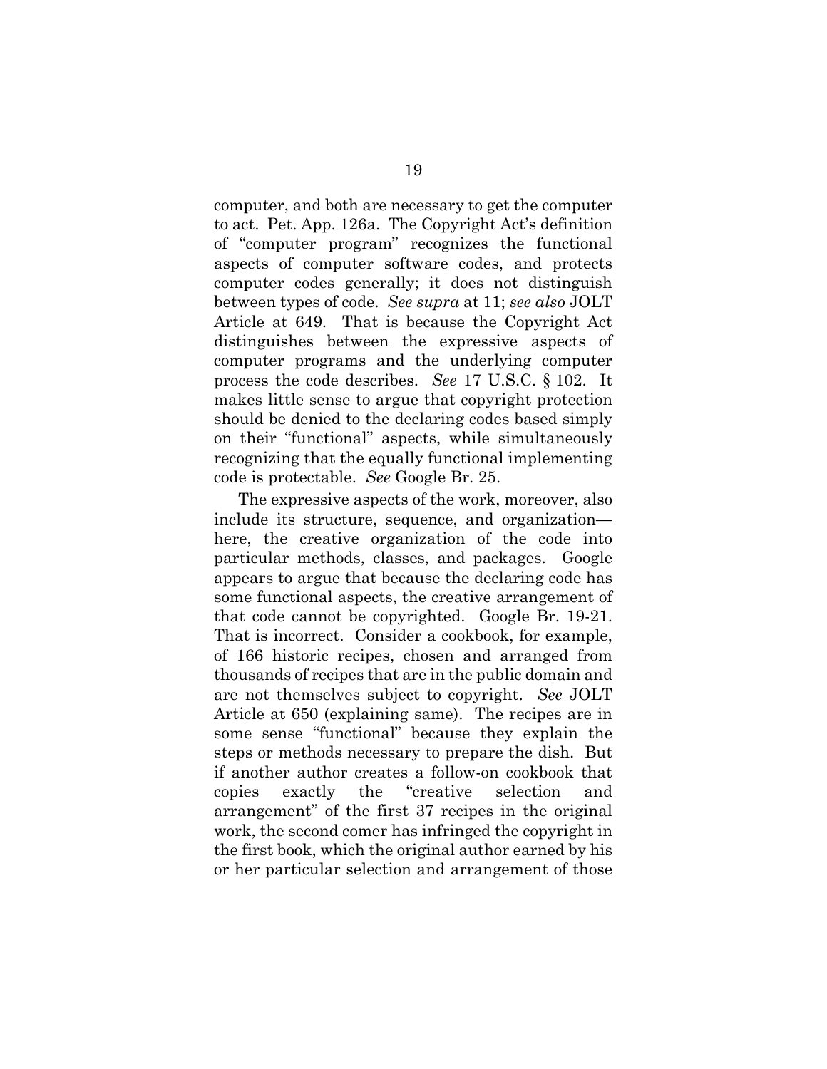computer, and both are necessary to get the computer to act. Pet. App. 126a. The Copyright Act's definition of "computer program" recognizes the functional aspects of computer software codes, and protects computer codes generally; it does not distinguish between types of code. *See supra* at 11; *see also* JOLT Article at 649. That is because the Copyright Act distinguishes between the expressive aspects of computer programs and the underlying computer process the code describes. *See* 17 U.S.C. § 102. It makes little sense to argue that copyright protection should be denied to the declaring codes based simply on their "functional" aspects, while simultaneously recognizing that the equally functional implementing code is protectable. *See* Google Br. 25.

The expressive aspects of the work, moreover, also include its structure, sequence, and organization—here, the creative organization of the code into particular methods, classes, and packages. Google appears to argue that because the declaring code has some functional aspects, the creative arrangement of that code cannot be copyrighted. Google Br. 19-21. That is incorrect. Consider a cookbook, for example, of 166 historic recipes, chosen and arranged from thousands of recipes that are in the public domain and are not themselves subject to copyright. *See* JOLT Article at 650 (explaining same). The recipes are in some sense "functional" because they explain the steps or methods necessary to prepare the dish. But if another author creates a follow-on cookbook that copies exactly the "creative selection and arrangement" of the first 37 recipes in the original work, the second comer has infringed the copyright in the first book, which the original author earned by his or her particular selection and arrangement of those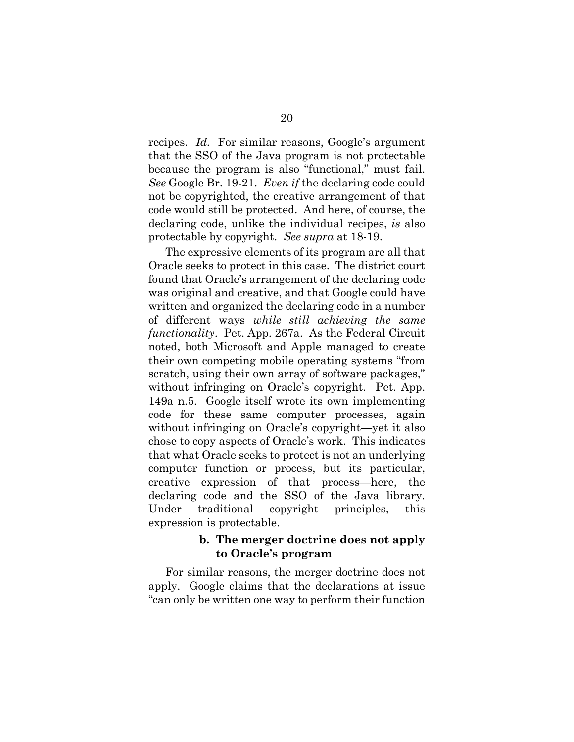recipes. *Id.* For similar reasons, Google's argument that the SSO of the Java program is not protectable because the program is also "functional," must fail. *See* Google Br. 19-21. *Even if* the declaring code could not be copyrighted, the creative arrangement of that code would still be protected. And here, of course, the declaring code, unlike the individual recipes, *is* also protectable by copyright. *See supra* at 18-19.

The expressive elements of its program are all that Oracle seeks to protect in this case. The district court found that Oracle's arrangement of the declaring code was original and creative, and that Google could have written and organized the declaring code in a number of different ways *while still achieving the same functionality*. Pet. App. 267a. As the Federal Circuit noted, both Microsoft and Apple managed to create their own competing mobile operating systems "from scratch, using their own array of software packages," without infringing on Oracle's copyright. Pet. App. 149a n.5. Google itself wrote its own implementing code for these same computer processes, again without infringing on Oracle's copyright—yet it also chose to copy aspects of Oracle's work. This indicates that what Oracle seeks to protect is not an underlying computer function or process, but its particular, creative expression of that process—here, the declaring code and the SSO of the Java library. Under traditional copyright principles, this expression is protectable.

#### b. The merger doctrine does not apply to Oracle's program

For similar reasons, the merger doctrine does not apply. Google claims that the declarations at issue "can only be written one way to perform their function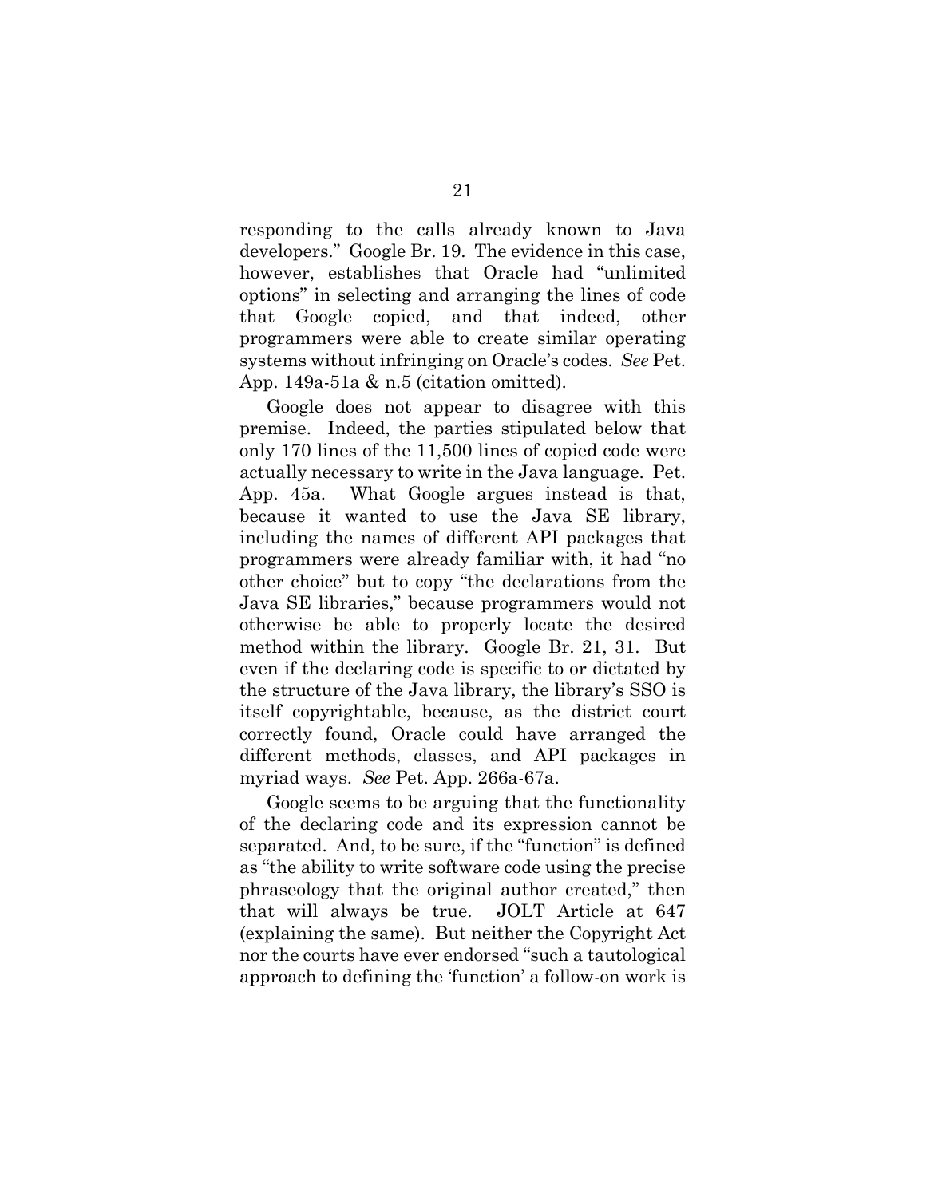responding to the calls already known to Java developers." Google Br. 19. The evidence in this case, however, establishes that Oracle had "unlimited options" in selecting and arranging the lines of code that Google copied, and that indeed, other programmers were able to create similar operating systems without infringing on Oracle's codes. *See* Pet. App. 149a-51a & n.5 (citation omitted).

Google does not appear to disagree with this premise. Indeed, the parties stipulated below that only 170 lines of the 11,500 lines of copied code were actually necessary to write in the Java language. Pet. App. 45a. What Google argues instead is that, because it wanted to use the Java SE library, including the names of different API packages that programmers were already familiar with, it had "no other choice" but to copy "the declarations from the Java SE libraries," because programmers would not otherwise be able to properly locate the desired method within the library. Google Br. 21, 31. But even if the declaring code is specific to or dictated by the structure of the Java library, the library's SSO is itself copyrightable, because, as the district court correctly found, Oracle could have arranged the different methods, classes, and API packages in myriad ways. *See* Pet. App. 266a-67a.

Google seems to be arguing that the functionality of the declaring code and its expression cannot be separated. And, to be sure, if the "function" is defined as "the ability to write software code using the precise phraseology that the original author created," then that will always be true. JOLT Article at 647 (explaining the same). But neither the Copyright Act nor the courts have ever endorsed "such a tautological approach to defining the 'function' a follow-on work is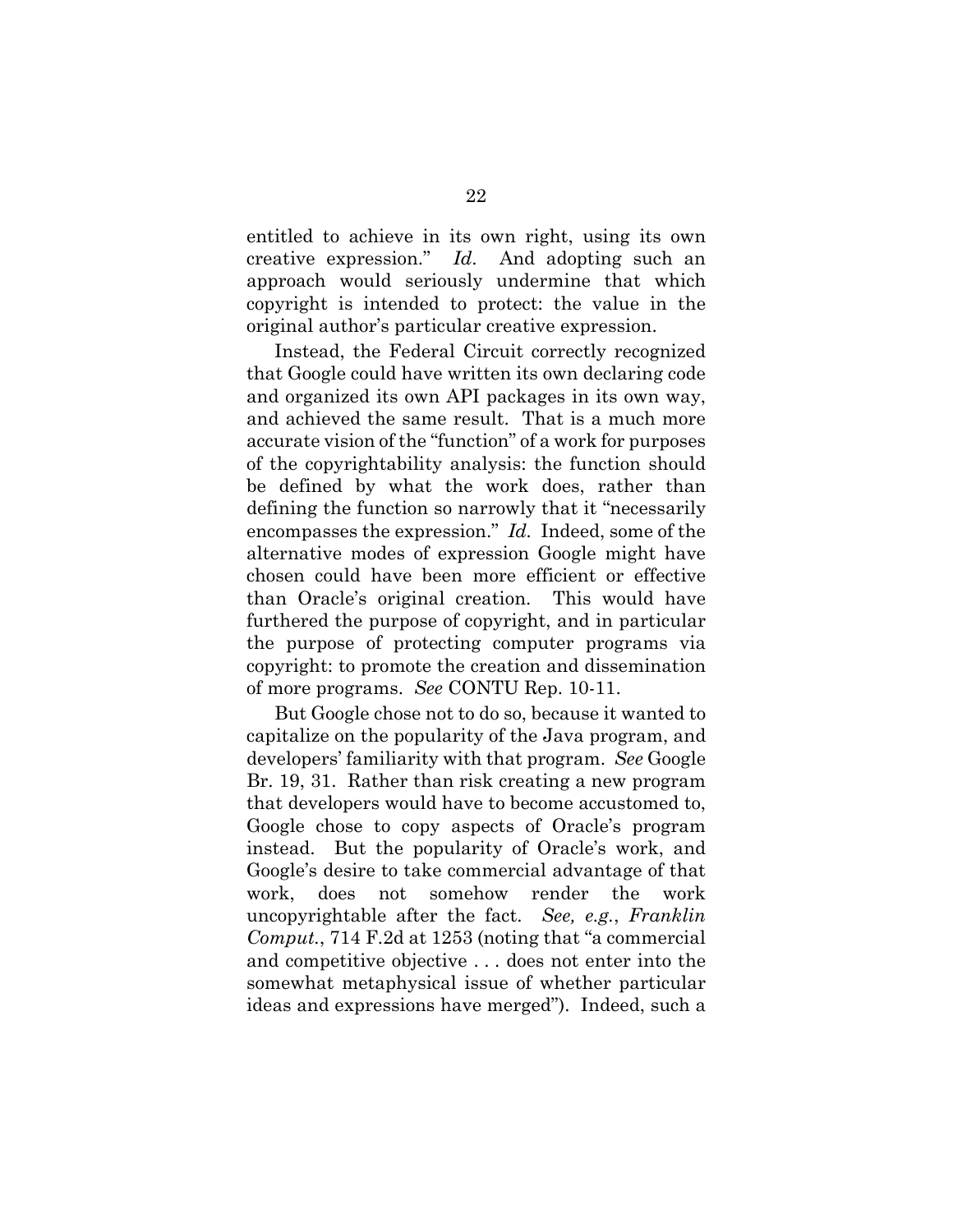entitled to achieve in its own right, using its own creative expression." *Id*. And adopting such an approach would seriously undermine that which copyright is intended to protect: the value in the original author's particular creative expression.

Instead, the Federal Circuit correctly recognized that Google could have written its own declaring code and organized its own API packages in its own way, and achieved the same result. That is a much more accurate vision of the "function" of a work for purposes of the copyrightability analysis: the function should be defined by what the work does, rather than defining the function so narrowly that it "necessarily encompasses the expression." *Id.* Indeed, some of the alternative modes of expression Google might have chosen could have been more efficient or effective than Oracle's original creation. This would have furthered the purpose of copyright, and in particular the purpose of protecting computer programs via copyright: to promote the creation and dissemination of more programs. *See* CONTU Rep. 10-11.

But Google chose not to do so, because it wanted to capitalize on the popularity of the Java program, and developers' familiarity with that program. *See* Google Br. 19, 31. Rather than risk creating a new program that developers would have to become accustomed to, Google chose to copy aspects of Oracle's program instead. But the popularity of Oracle's work, and Google's desire to take commercial advantage of that work, does not somehow render the work uncopyrightable after the fact. *See, e.g.*, *Franklin Comput.*, 714 F.2d at 1253 (noting that "a commercial and competitive objective . . . does not enter into the somewhat metaphysical issue of whether particular ideas and expressions have merged"). Indeed, such a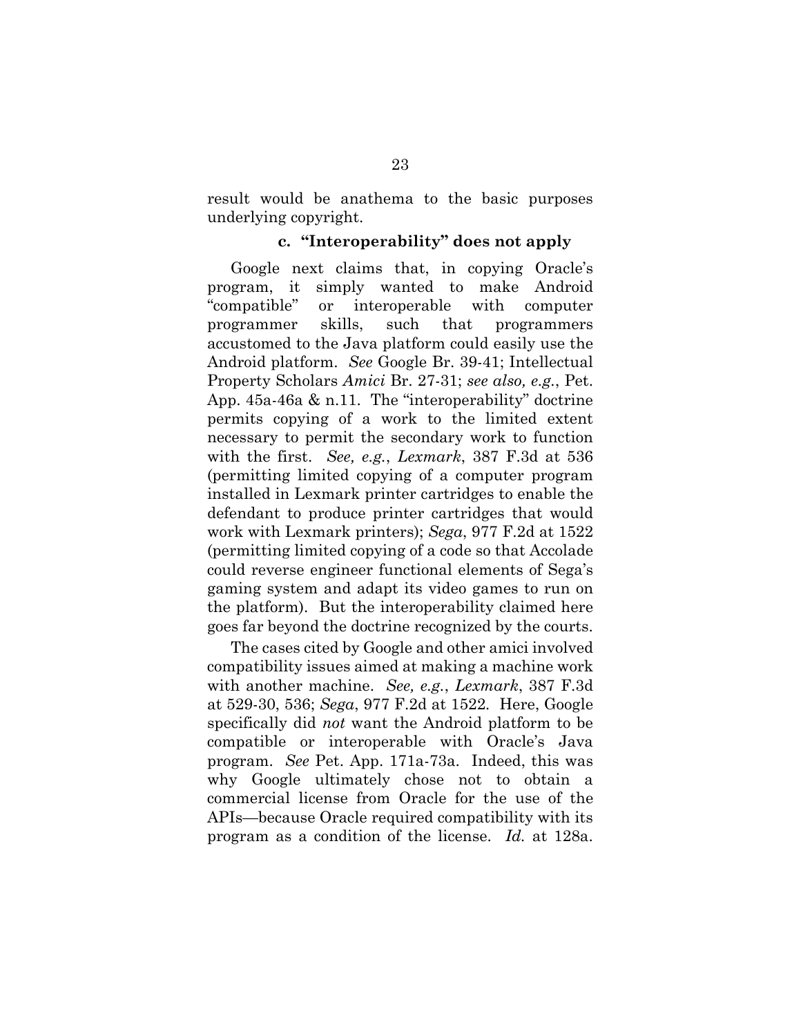result would be anathema to the basic purposes underlying copyright.

### c. "Interoperability" does not apply

Google next claims that, in copying Oracle's program, it simply wanted to make Android "compatible" or interoperable with computer programmer skills, such that programmers accustomed to the Java platform could easily use the Android platform. *See* Google Br. 39-41; Intellectual Property Scholars *Amici* Br. 27-31; *see also, e.g.*, Pet. App. 45a-46a & n.11. The "interoperability" doctrine permits copying of a work to the limited extent necessary to permit the secondary work to function with the first. *See, e.g.*, *Lexmark*, 387 F.3d at 536 (permitting limited copying of a computer program installed in Lexmark printer cartridges to enable the defendant to produce printer cartridges that would work with Lexmark printers); *Sega*, 977 F.2d at 1522 (permitting limited copying of a code so that Accolade could reverse engineer functional elements of Sega's gaming system and adapt its video games to run on the platform). But the interoperability claimed here goes far beyond the doctrine recognized by the courts.

The cases cited by Google and other amici involved compatibility issues aimed at making a machine work with another machine. *See, e.g.*, *Lexmark*, 387 F.3d at 529-30, 536; *Sega*, 977 F.2d at 1522. Here, Google specifically did *not* want the Android platform to be compatible or interoperable with Oracle's Java program. *See* Pet. App. 171a-73a. Indeed, this was why Google ultimately chose not to obtain a commercial license from Oracle for the use of the APIs—because Oracle required compatibility with its program as a condition of the license. *Id.* at 128a.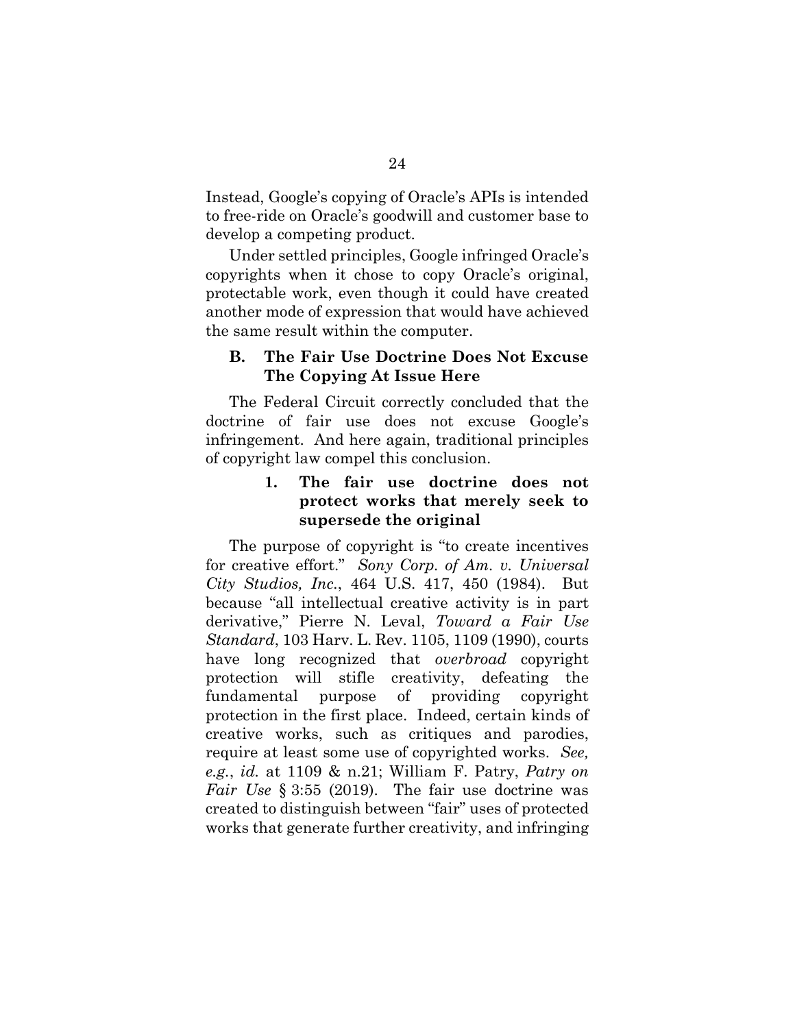Instead, Google's copying of Oracle's APIs is intended to free-ride on Oracle's goodwill and customer base to develop a competing product.

Under settled principles, Google infringed Oracle's copyrights when it chose to copy Oracle's original, protectable work, even though it could have created another mode of expression that would have achieved the same result within the computer.

### B. The Fair Use Doctrine Does Not Excuse The Copying At Issue Here

The Federal Circuit correctly concluded that the doctrine of fair use does not excuse Google's infringement. And here again, traditional principles of copyright law compel this conclusion.

#### 1. The fair use doctrine does not protect works that merely seek to supersede the original

The purpose of copyright is "to create incentives for creative effort." *Sony Corp. of Am. v. Universal City Studios, Inc.*, 464 U.S. 417, 450 (1984). But because "all intellectual creative activity is in part derivative," Pierre N. Leval, *Toward a Fair Use Standard*, 103 Harv. L. Rev. 1105, 1109 (1990), courts have long recognized that *overbroad* copyright protection will stifle creativity, defeating the fundamental purpose of providing copyright protection in the first place. Indeed, certain kinds of creative works, such as critiques and parodies, require at least some use of copyrighted works. *See, e.g.*, *id.* at 1109 & n.21; William F. Patry, *Patry on Fair Use* § 3:55 (2019). The fair use doctrine was created to distinguish between "fair" uses of protected works that generate further creativity, and infringing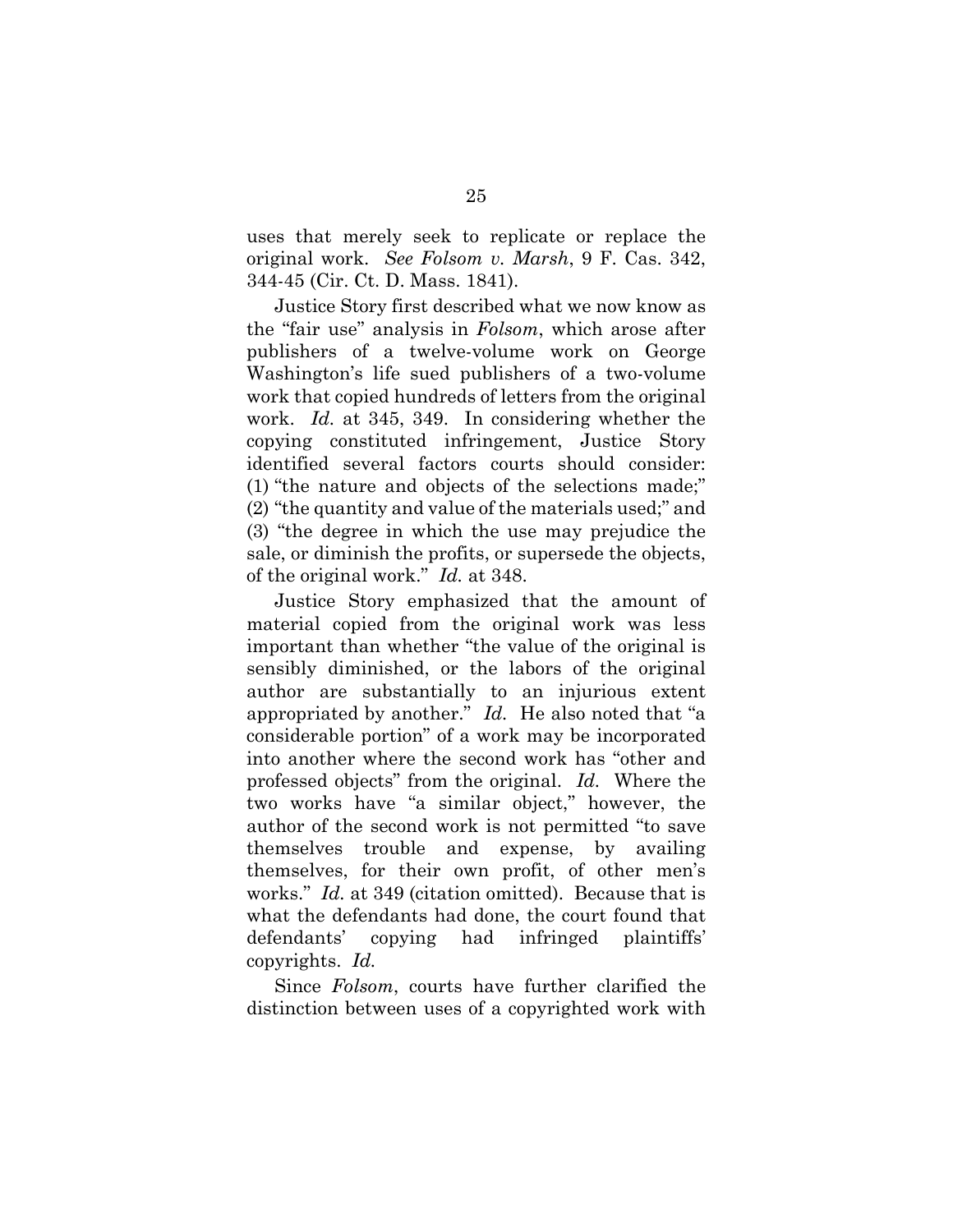uses that merely seek to replicate or replace the original work. *See Folsom v. Marsh*, 9 F. Cas. 342, 344-45 (Cir. Ct. D. Mass. 1841).

Justice Story first described what we now know as the "fair use" analysis in *Folsom*, which arose after publishers of a twelve-volume work on George Washington's life sued publishers of a two-volume work that copied hundreds of letters from the original work. *Id.* at 345, 349. In considering whether the copying constituted infringement, Justice Story identified several factors courts should consider: (1) "the nature and objects of the selections made;" (2) "the quantity and value of the materials used;" and (3) "the degree in which the use may prejudice the sale, or diminish the profits, or supersede the objects, of the original work." *Id.* at 348.

Justice Story emphasized that the amount of material copied from the original work was less important than whether "the value of the original is sensibly diminished, or the labors of the original author are substantially to an injurious extent appropriated by another." *Id.* He also noted that "a considerable portion" of a work may be incorporated into another where the second work has "other and professed objects" from the original. *Id.* Where the two works have "a similar object," however, the author of the second work is not permitted "to save themselves trouble and expense, by availing themselves, for their own profit, of other men's works." *Id.* at 349 (citation omitted). Because that is what the defendants had done, the court found that defendants' copying had infringed plaintiffs' copyrights. *Id.*

Since *Folsom*, courts have further clarified the distinction between uses of a copyrighted work with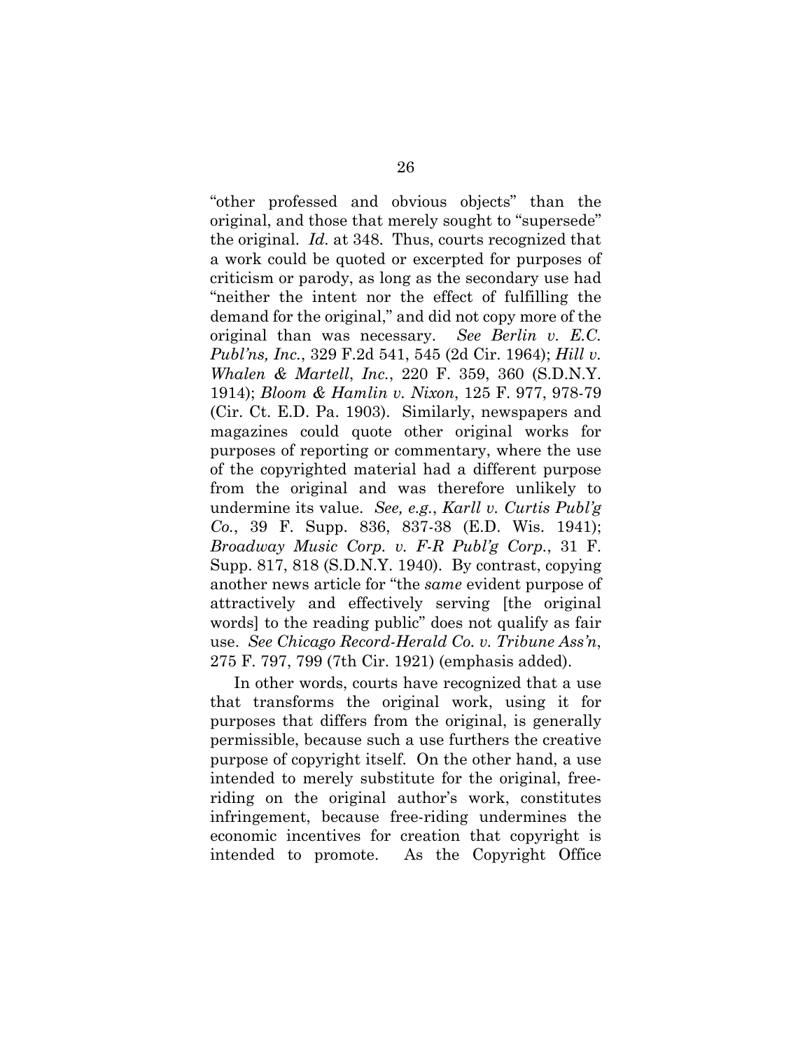"other professed and obvious objects" than the original, and those that merely sought to "supersede" the original. *Id.* at 348. Thus, courts recognized that a work could be quoted or excerpted for purposes of criticism or parody, as long as the secondary use had "neither the intent nor the effect of fulfilling the demand for the original," and did not copy more of the original than was necessary. *See Berlin v. E.C. Publ'ns, Inc.*, 329 F.2d 541, 545 (2d Cir. 1964); *Hill v. Whalen & Martell*, *Inc.*, 220 F. 359, 360 (S.D.N.Y. 1914); *Bloom & Hamlin v. Nixon*, 125 F. 977, 978-79 (Cir. Ct. E.D. Pa. 1903). Similarly, newspapers and magazines could quote other original works for purposes of reporting or commentary, where the use of the copyrighted material had a different purpose from the original and was therefore unlikely to undermine its value. *See, e.g.*, *Karll v. Curtis Publ'g Co.*, 39 F. Supp. 836, 837-38 (E.D. Wis. 1941); *Broadway Music Corp. v. F-R Publ'g Corp.*, 31 F. Supp. 817, 818 (S.D.N.Y. 1940). By contrast, copying another news article for "the *same* evident purpose of attractively and effectively serving [the original words] to the reading public" does not qualify as fair use. *See Chicago Record-Herald Co. v. Tribune Ass'n*, 275 F. 797, 799 (7th Cir. 1921) (emphasis added).

In other words, courts have recognized that a use that transforms the original work, using it for purposes that differs from the original, is generally permissible, because such a use furthers the creative purpose of copyright itself. On the other hand, a use intended to merely substitute for the original, free-riding on the original author's work, constitutes infringement, because free-riding undermines the economic incentives for creation that copyright is intended to promote. As the Copyright Office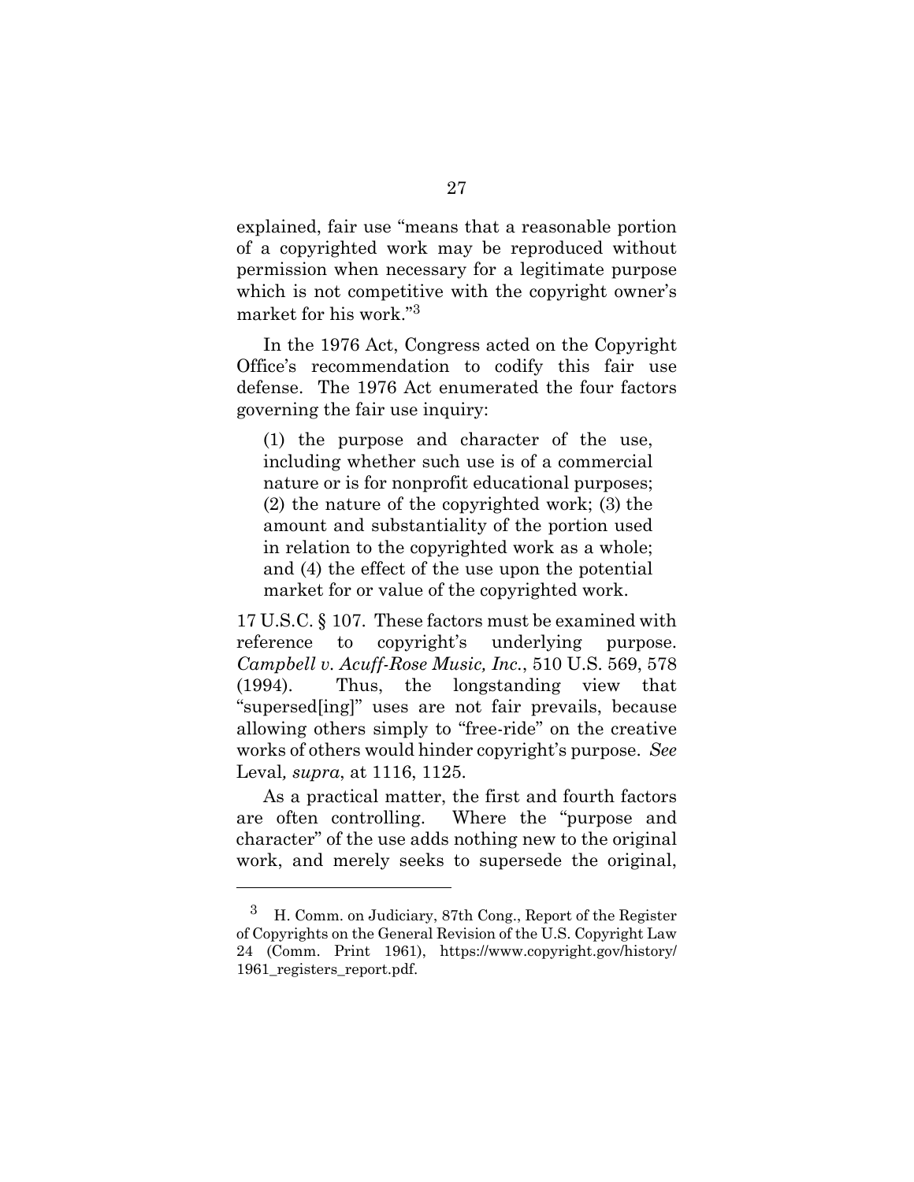explained, fair use "means that a reasonable portion of a copyrighted work may be reproduced without permission when necessary for a legitimate purpose which is not competitive with the copyright owner's market for his work."[3]

In the 1976 Act, Congress acted on the Copyright Office's recommendation to codify this fair use defense. The 1976 Act enumerated the four factors governing the fair use inquiry:

> (1) the purpose and character of the use, including whether such use is of a commercial nature or is for nonprofit educational purposes; (2) the nature of the copyrighted work; (3) the amount and substantiality of the portion used in relation to the copyrighted work as a whole; and (4) the effect of the use upon the potential market for or value of the copyrighted work.

17 U.S.C. § 107. These factors must be examined with reference to copyright's underlying purpose. *Campbell v. Acuff-Rose Music, Inc.*, 510 U.S. 569, 578 (1994). Thus, the longstanding view that "supersed[ing]" uses are not fair prevails, because allowing others simply to "free-ride" on the creative works of others would hinder copyright's purpose. *See* Leval*, supra*, at 1116, 1125.

As a practical matter, the first and fourth factors are often controlling. Where the "purpose and character" of the use adds nothing new to the original work, and merely seeks to supersede the original,

---

[3] H. Comm. on Judiciary, 87th Cong., Report of the Register of Copyrights on the General Revision of the U.S. Copyright Law 24 (Comm. Print 1961), https://www.copyright.gov/history/1961_registers_report.pdf.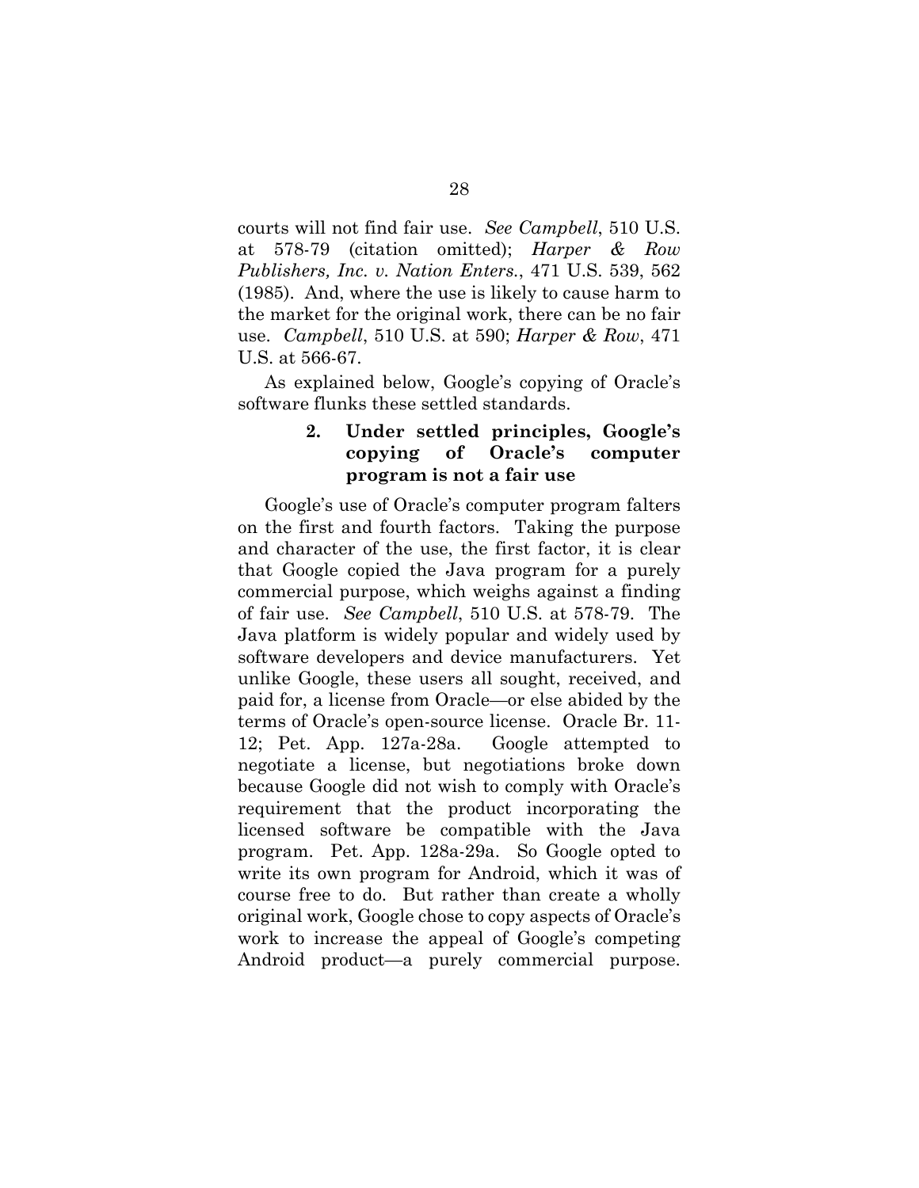courts will not find fair use. *See Campbell*, 510 U.S. at 578-79 (citation omitted); *Harper & Row Publishers, Inc. v. Nation Enters.*, 471 U.S. 539, 562 (1985). And, where the use is likely to cause harm to the market for the original work, there can be no fair use. *Campbell*, 510 U.S. at 590; *Harper & Row*, 471 U.S. at 566-67.

As explained below, Google's copying of Oracle's software flunks these settled standards.

### 2. Under settled principles, Google's copying of Oracle's computer program is not a fair use

Google's use of Oracle's computer program falters on the first and fourth factors. Taking the purpose and character of the use, the first factor, it is clear that Google copied the Java program for a purely commercial purpose, which weighs against a finding of fair use. *See Campbell*, 510 U.S. at 578-79. The Java platform is widely popular and widely used by software developers and device manufacturers. Yet unlike Google, these users all sought, received, and paid for, a license from Oracle—or else abided by the terms of Oracle's open-source license. Oracle Br. 11-12; Pet. App. 127a-28a. Google attempted to negotiate a license, but negotiations broke down because Google did not wish to comply with Oracle's requirement that the product incorporating the licensed software be compatible with the Java program. Pet. App. 128a-29a. So Google opted to write its own program for Android, which it was of course free to do. But rather than create a wholly original work, Google chose to copy aspects of Oracle's work to increase the appeal of Google's competing Android product—a purely commercial purpose.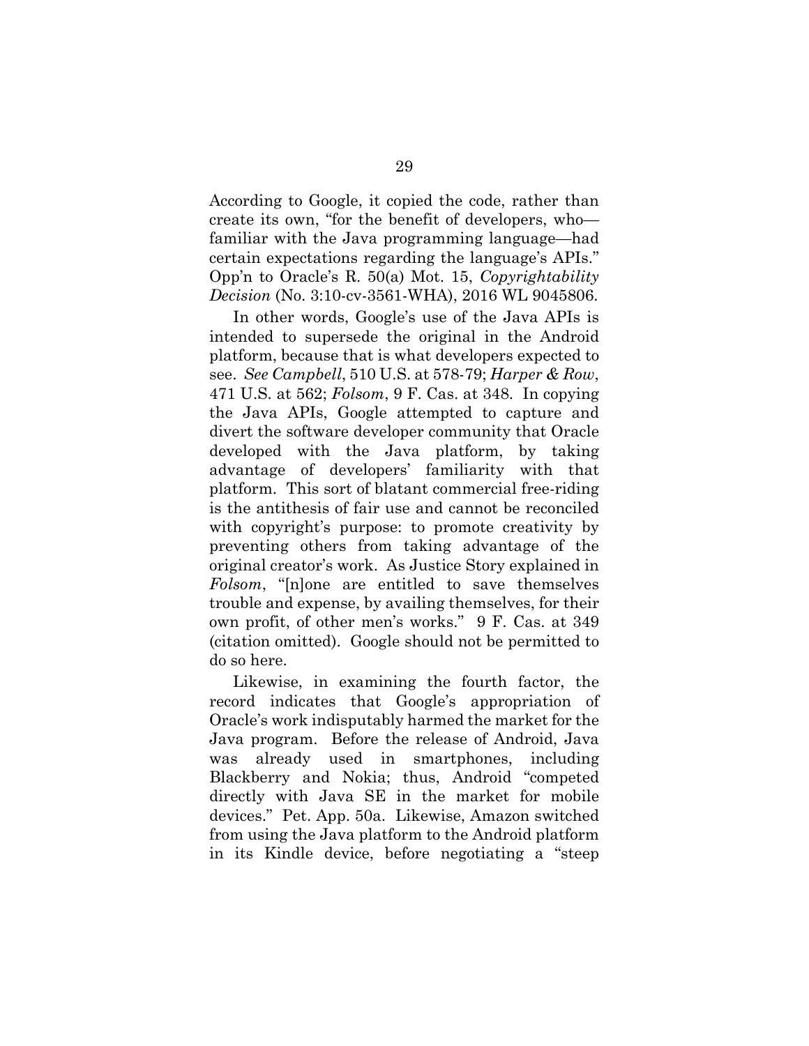According to Google, it copied the code, rather than create its own, "for the benefit of developers, who—familiar with the Java programming language—had certain expectations regarding the language's APIs." Opp'n to Oracle's R. 50(a) Mot. 15, *Copyrightability Decision* (No. 3:10-cv-3561-WHA), 2016 WL 9045806.

In other words, Google's use of the Java APIs is intended to supersede the original in the Android platform, because that is what developers expected to see. *See Campbell*, 510 U.S. at 578-79; *Harper & Row*, 471 U.S. at 562; *Folsom*, 9 F. Cas. at 348. In copying the Java APIs, Google attempted to capture and divert the software developer community that Oracle developed with the Java platform, by taking advantage of developers' familiarity with that platform. This sort of blatant commercial free-riding is the antithesis of fair use and cannot be reconciled with copyright's purpose: to promote creativity by preventing others from taking advantage of the original creator's work. As Justice Story explained in *Folsom*, "[n]one are entitled to save themselves trouble and expense, by availing themselves, for their own profit, of other men's works." 9 F. Cas. at 349 (citation omitted). Google should not be permitted to do so here.

Likewise, in examining the fourth factor, the record indicates that Google's appropriation of Oracle's work indisputably harmed the market for the Java program. Before the release of Android, Java was already used in smartphones, including Blackberry and Nokia; thus, Android "competed directly with Java SE in the market for mobile devices." Pet. App. 50a. Likewise, Amazon switched from using the Java platform to the Android platform in its Kindle device, before negotiating a "steep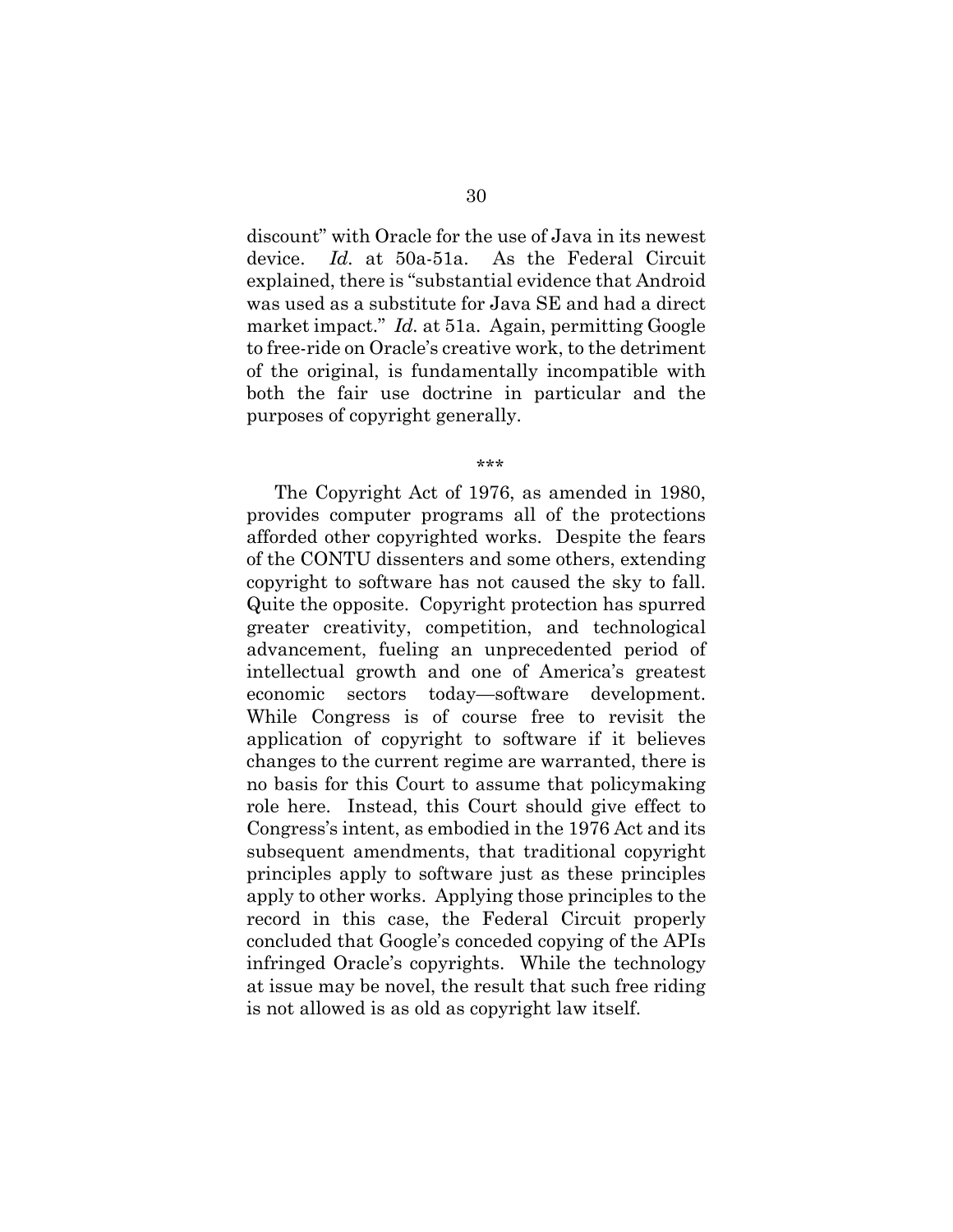discount" with Oracle for the use of Java in its newest device. *Id.* at 50a-51a. As the Federal Circuit explained, there is "substantial evidence that Android was used as a substitute for Java SE and had a direct market impact." *Id.* at 51a. Again, permitting Google to free-ride on Oracle's creative work, to the detriment of the original, is fundamentally incompatible with both the fair use doctrine in particular and the purposes of copyright generally.

\*\*\*

The Copyright Act of 1976, as amended in 1980, provides computer programs all of the protections afforded other copyrighted works. Despite the fears of the CONTU dissenters and some others, extending copyright to software has not caused the sky to fall. Quite the opposite. Copyright protection has spurred greater creativity, competition, and technological advancement, fueling an unprecedented period of intellectual growth and one of America's greatest economic sectors today—software development. While Congress is of course free to revisit the application of copyright to software if it believes changes to the current regime are warranted, there is no basis for this Court to assume that policymaking role here. Instead, this Court should give effect to Congress's intent, as embodied in the 1976 Act and its subsequent amendments, that traditional copyright principles apply to software just as these principles apply to other works. Applying those principles to the record in this case, the Federal Circuit properly concluded that Google's conceded copying of the APIs infringed Oracle's copyrights. While the technology at issue may be novel, the result that such free riding is not allowed is as old as copyright law itself.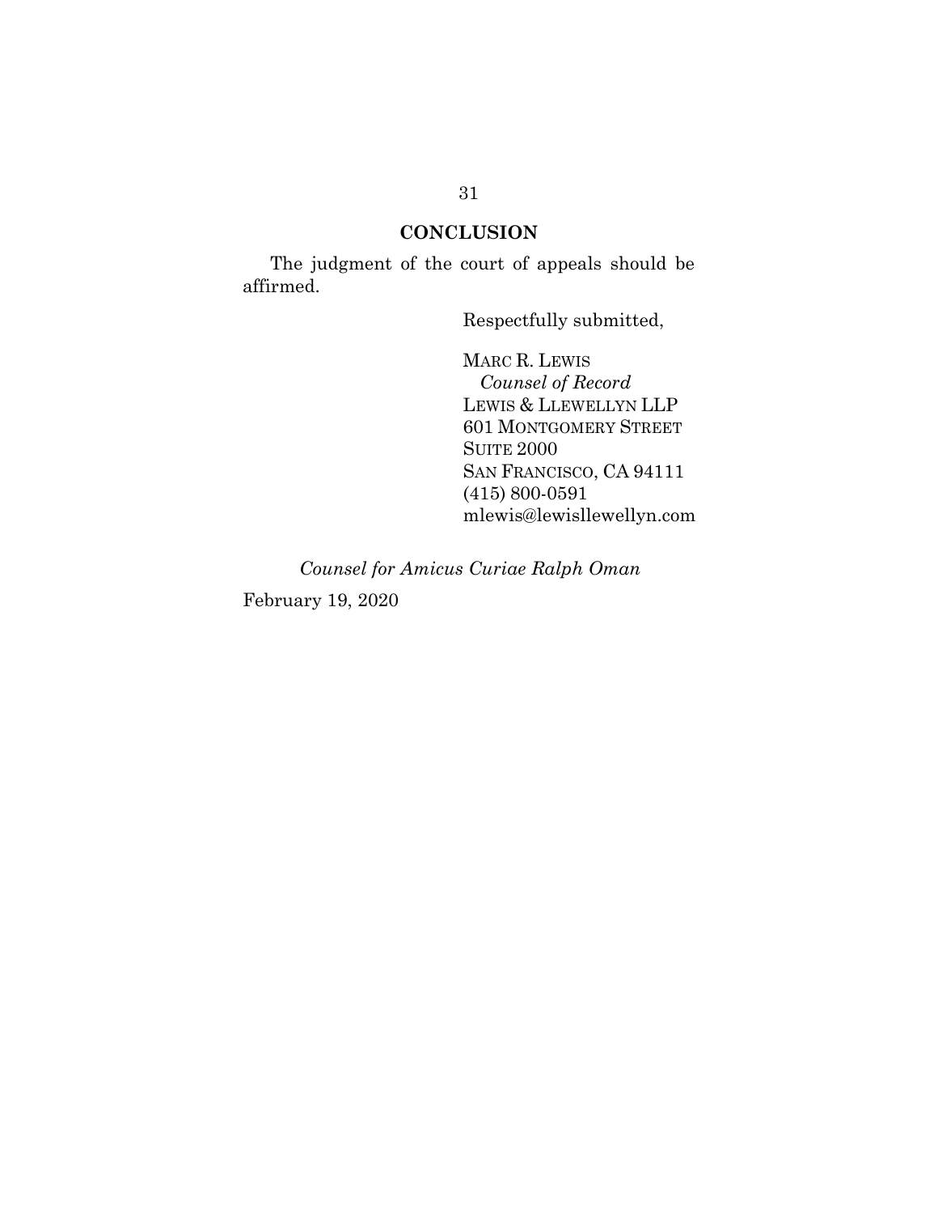## CONCLUSION

The judgment of the court of appeals should be affirmed.

Respectfully submitted,

MARC R. LEWIS
*Counsel of Record*
LEWIS & LLEWELLYN LLP
601 MONTGOMERY STREET
SUITE 2000
SAN FRANCISCO, CA 94111
(415) 800-0591
mlewis@lewisllewellyn.com

*Counsel for Amicus Curiae Ralph Oman*

February 19, 2020